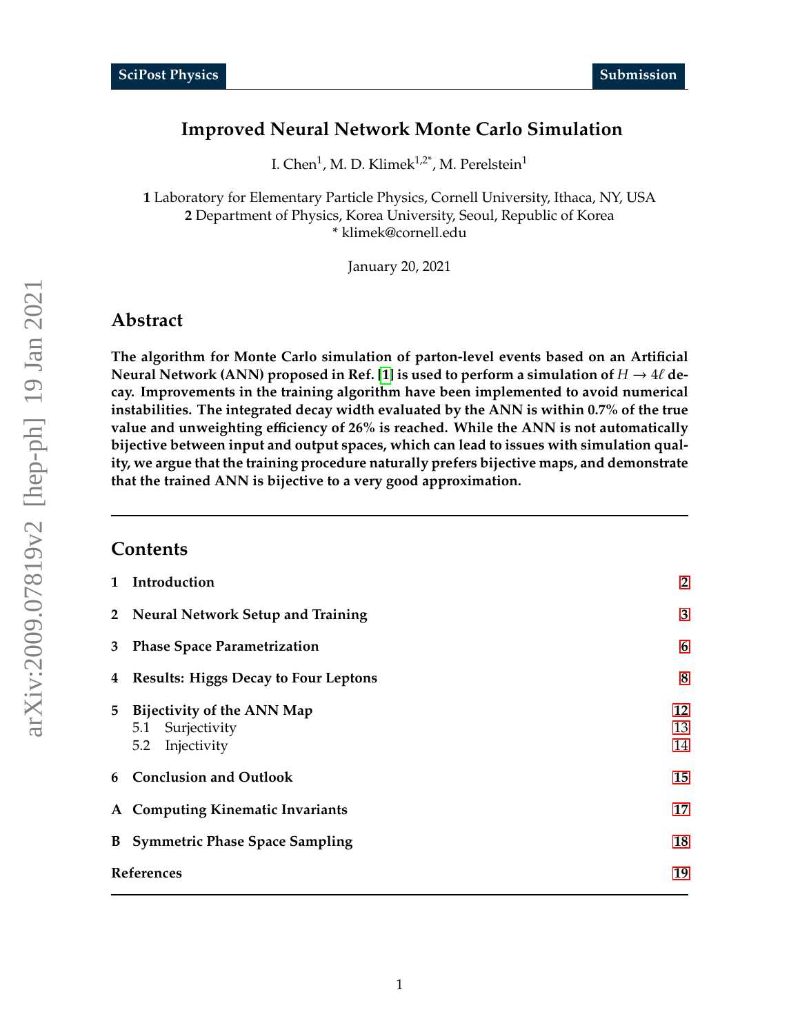# Improved Neural Network Monte Carlo Simulation

I. Chen[1], M. D. Klimek[1,2*], M. Perelstein[1]

**1** Laboratory for Elementary Particle Physics, Cornell University, Ithaca, NY, USA
**2** Department of Physics, Korea University, Seoul, Republic of Korea
* klimek@cornell.edu

January 20, 2021

## Abstract

**The algorithm for Monte Carlo simulation of parton-level events based on an Artificial Neural Network (ANN) proposed in Ref. [1] is used to perform a simulation of $H \to 4\ell$ decay. Improvements in the training algorithm have been implemented to avoid numerical instabilities. The integrated decay width evaluated by the ANN is within 0.7% of the true value and unweighting efficiency of 26% is reached. While the ANN is not automatically bijective between input and output spaces, which can lead to issues with simulation quality, we argue that the training procedure naturally prefers bijective maps, and demonstrate that the trained ANN is bijective to a very good approximation.**

---

## Contents

| | | |
|---|---|---|
| **1** | **Introduction** | **2** |
| **2** | **Neural Network Setup and Training** | **3** |
| **3** | **Phase Space Parametrization** | **6** |
| **4** | **Results: Higgs Decay to Four Leptons** | **8** |
| **5** | **Bijectivity of the ANN Map** | **12** |
| 5.1 | Surjectivity | 13 |
| 5.2 | Injectivity | 14 |
| **6** | **Conclusion and Outlook** | **15** |
| **A** | **Computing Kinematic Invariants** | **17** |
| **B** | **Symmetric Phase Space Sampling** | **18** |
| | **References** | **19** |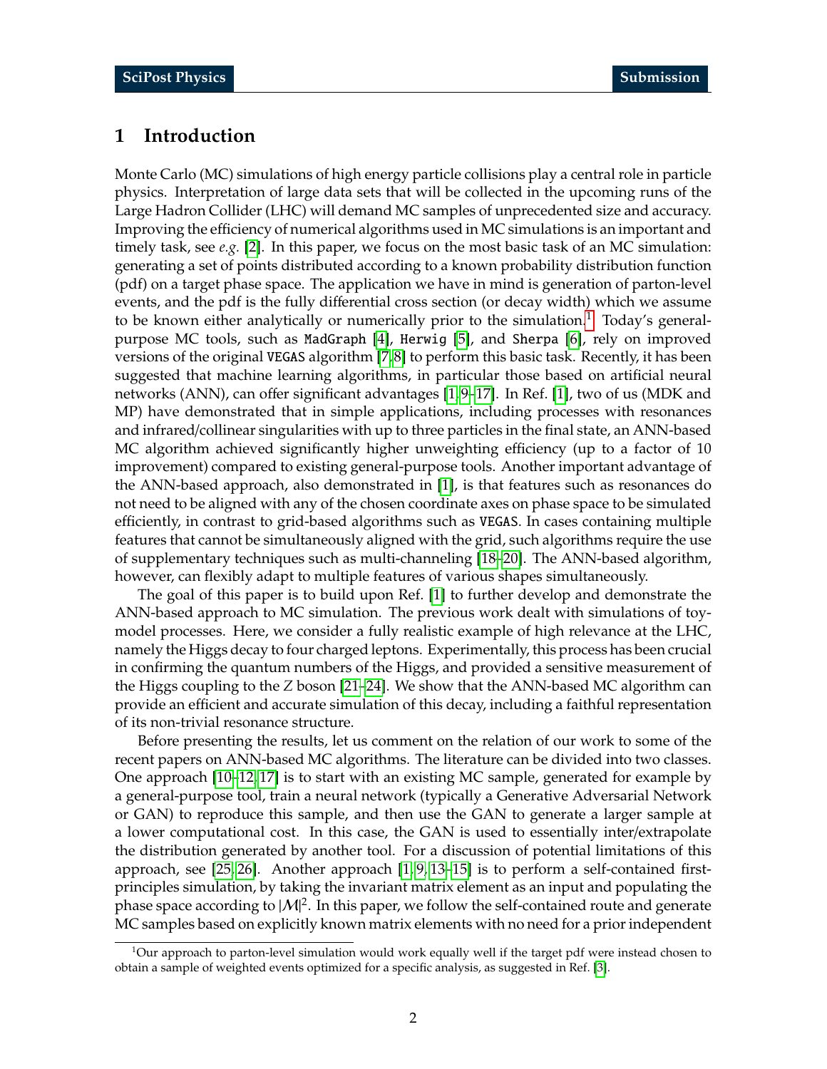# 1 Introduction

Monte Carlo (MC) simulations of high energy particle collisions play a central role in particle physics. Interpretation of large data sets that will be collected in the upcoming runs of the Large Hadron Collider (LHC) will demand MC samples of unprecedented size and accuracy. Improving the efficiency of numerical algorithms used in MC simulations is an important and timely task, see *e.g.* [2]. In this paper, we focus on the most basic task of an MC simulation: generating a set of points distributed according to a known probability distribution function (pdf) on a target phase space. The application we have in mind is generation of parton-level events, and the pdf is the fully differential cross section (or decay width) which we assume to be known either analytically or numerically prior to the simulation.[1] Today's general-purpose MC tools, such as `MadGraph` [4], `Herwig` [5], and `Sherpa` [6], rely on improved versions of the original `VEGAS` algorithm [7,8] to perform this basic task. Recently, it has been suggested that machine learning algorithms, in particular those based on artificial neural networks (ANN), can offer significant advantages [1,9–17]. In Ref. [1], two of us (MDK and MP) have demonstrated that in simple applications, including processes with resonances and infrared/collinear singularities with up to three particles in the final state, an ANN-based MC algorithm achieved significantly higher unweighting efficiency (up to a factor of 10 improvement) compared to existing general-purpose tools. Another important advantage of the ANN-based approach, also demonstrated in [1], is that features such as resonances do not need to be aligned with any of the chosen coordinate axes on phase space to be simulated efficiently, in contrast to grid-based algorithms such as `VEGAS`. In cases containing multiple features that cannot be simultaneously aligned with the grid, such algorithms require the use of supplementary techniques such as multi-channeling [18–20]. The ANN-based algorithm, however, can flexibly adapt to multiple features of various shapes simultaneously.

The goal of this paper is to build upon Ref. [1] to further develop and demonstrate the ANN-based approach to MC simulation. The previous work dealt with simulations of toy-model processes. Here, we consider a fully realistic example of high relevance at the LHC, namely the Higgs decay to four charged leptons. Experimentally, this process has been crucial in confirming the quantum numbers of the Higgs, and provided a sensitive measurement of the Higgs coupling to the $Z$ boson [21–24]. We show that the ANN-based MC algorithm can provide an efficient and accurate simulation of this decay, including a faithful representation of its non-trivial resonance structure.

Before presenting the results, let us comment on the relation of our work to some of the recent papers on ANN-based MC algorithms. The literature can be divided into two classes. One approach [10–12,17] is to start with an existing MC sample, generated for example by a general-purpose tool, train a neural network (typically a Generative Adversarial Network or GAN) to reproduce this sample, and then use the GAN to generate a larger sample at a lower computational cost. In this case, the GAN is used to essentially inter/extrapolate the distribution generated by another tool. For a discussion of potential limitations of this approach, see [25,26]. Another approach [1,9,13–15] is to perform a self-contained first-principles simulation, by taking the invariant matrix element as an input and populating the phase space according to $|\mathcal{M}|^2$. In this paper, we follow the self-contained route and generate MC samples based on explicitly known matrix elements with no need for a prior independent

[1] Our approach to parton-level simulation would work equally well if the target pdf were instead chosen to obtain a sample of weighted events optimized for a specific analysis, as suggested in Ref. [3].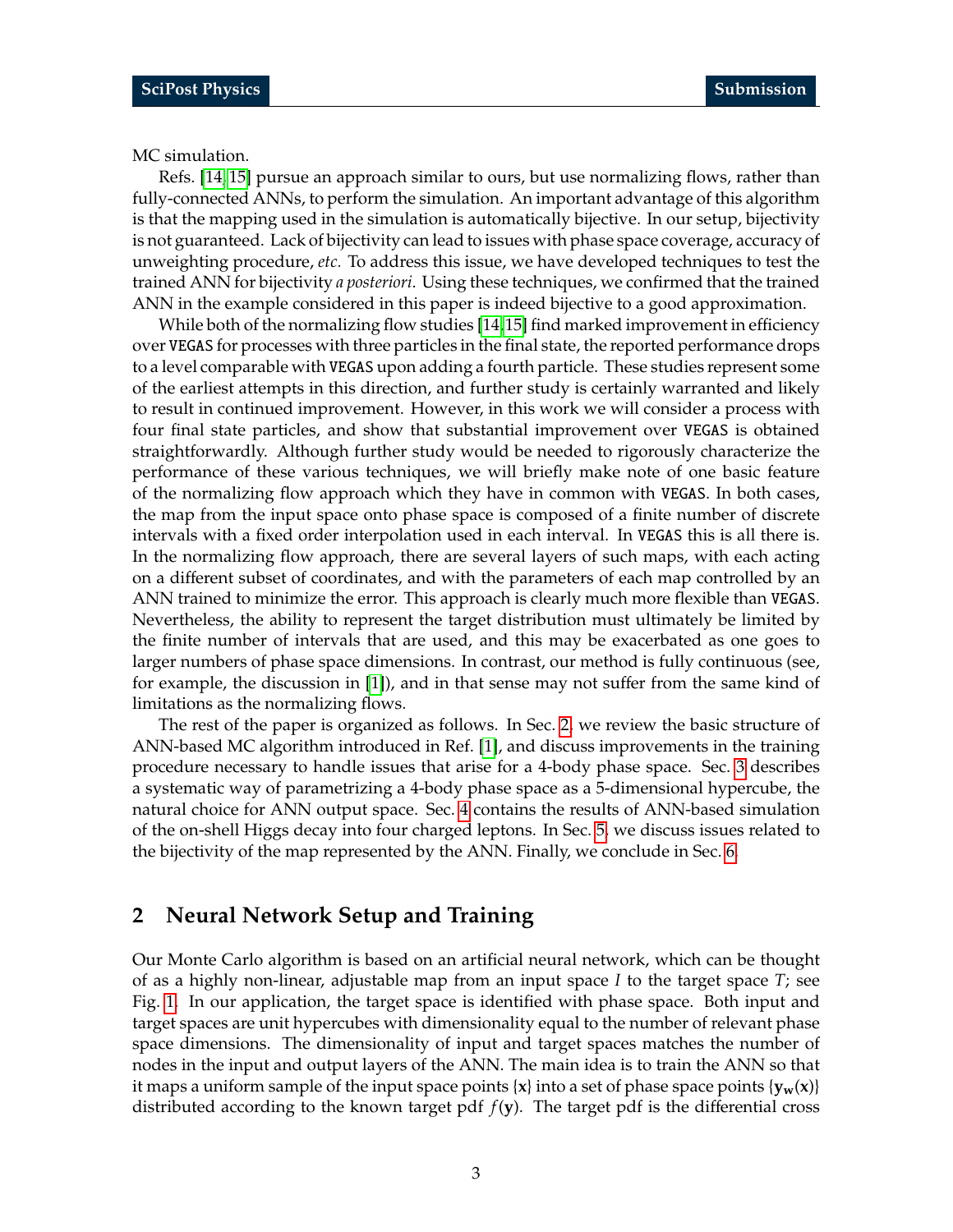MC simulation.

Refs. [14, 15] pursue an approach similar to ours, but use normalizing flows, rather than fully-connected ANNs, to perform the simulation. An important advantage of this algorithm is that the mapping used in the simulation is automatically bijective. In our setup, bijectivity is not guaranteed. Lack of bijectivity can lead to issues with phase space coverage, accuracy of unweighting procedure, *etc.* To address this issue, we have developed techniques to test the trained ANN for bijectivity *a posteriori*. Using these techniques, we confirmed that the trained ANN in the example considered in this paper is indeed bijective to a good approximation.

While both of the normalizing flow studies [14, 15] find marked improvement in efficiency over VEGAS for processes with three particles in the final state, the reported performance drops to a level comparable with VEGAS upon adding a fourth particle. These studies represent some of the earliest attempts in this direction, and further study is certainly warranted and likely to result in continued improvement. However, in this work we will consider a process with four final state particles, and show that substantial improvement over VEGAS is obtained straightforwardly. Although further study would be needed to rigorously characterize the performance of these various techniques, we will briefly make note of one basic feature of the normalizing flow approach which they have in common with VEGAS. In both cases, the map from the input space onto phase space is composed of a finite number of discrete intervals with a fixed order interpolation used in each interval. In VEGAS this is all there is. In the normalizing flow approach, there are several layers of such maps, with each acting on a different subset of coordinates, and with the parameters of each map controlled by an ANN trained to minimize the error. This approach is clearly much more flexible than VEGAS. Nevertheless, the ability to represent the target distribution must ultimately be limited by the finite number of intervals that are used, and this may be exacerbated as one goes to larger numbers of phase space dimensions. In contrast, our method is fully continuous (see, for example, the discussion in [1]), and in that sense may not suffer from the same kind of limitations as the normalizing flows.

The rest of the paper is organized as follows. In Sec. 2, we review the basic structure of ANN-based MC algorithm introduced in Ref. [1], and discuss improvements in the training procedure necessary to handle issues that arise for a 4-body phase space. Sec. 3 describes a systematic way of parametrizing a 4-body phase space as a 5-dimensional hypercube, the natural choice for ANN output space. Sec. 4 contains the results of ANN-based simulation of the on-shell Higgs decay into four charged leptons. In Sec. 5, we discuss issues related to the bijectivity of the map represented by the ANN. Finally, we conclude in Sec. 6.

## 2 Neural Network Setup and Training

Our Monte Carlo algorithm is based on an artificial neural network, which can be thought of as a highly non-linear, adjustable map from an input space $I$ to the target space $T$; see Fig. 1. In our application, the target space is identified with phase space. Both input and target spaces are unit hypercubes with dimensionality equal to the number of relevant phase space dimensions. The dimensionality of input and target spaces matches the number of nodes in the input and output layers of the ANN. The main idea is to train the ANN so that it maps a uniform sample of the input space points $\{\mathbf{x}\}$ into a set of phase space points $\{\mathbf{y_w}(\mathbf{x})\}$ distributed according to the known target pdf $f(\mathbf{y})$. The target pdf is the differential cross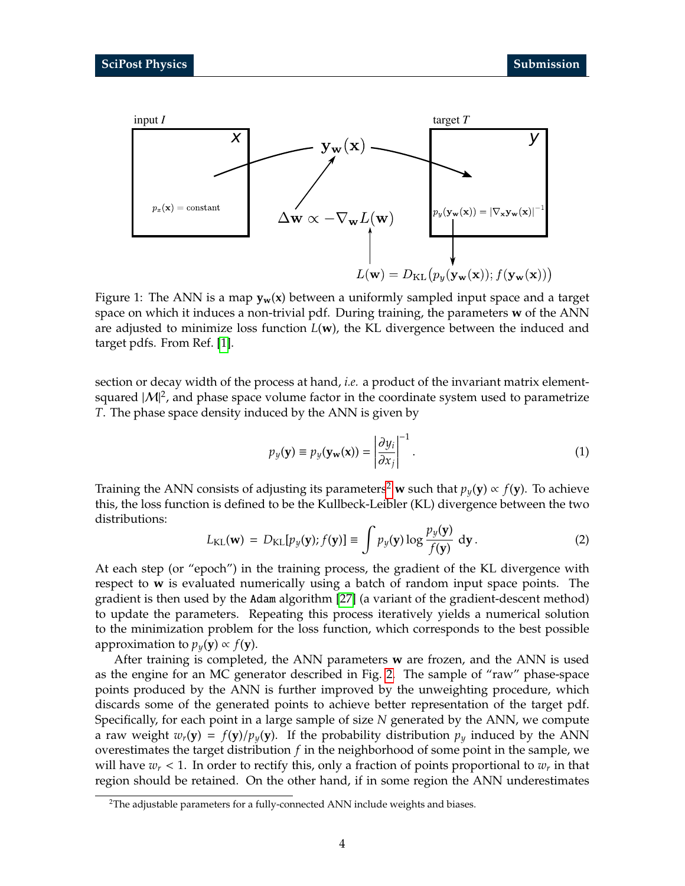Figure 1: The ANN is a map $\mathbf{y_w}(\mathbf{x})$ between a uniformly sampled input space and a target space on which it induces a non-trivial pdf. During training, the parameters $\mathbf{w}$ of the ANN are adjusted to minimize loss function $L(\mathbf{w})$, the KL divergence between the induced and target pdfs. From Ref. [1].

section or decay width of the process at hand, *i.e.* a product of the invariant matrix element-squared $|\mathcal{M}|^2$, and phase space volume factor in the coordinate system used to parametrize $T$. The phase space density induced by the ANN is given by

$$p_y(\mathbf{y}) \equiv p_y(\mathbf{y_w}(\mathbf{x})) = \left|\frac{\partial y_i}{\partial x_j}\right|^{-1}. \tag{1}$$

Training the ANN consists of adjusting its parameters[2] $\mathbf{w}$ such that $p_y(\mathbf{y}) \propto f(\mathbf{y})$. To achieve this, the loss function is defined to be the Kullbeck-Leibler (KL) divergence between the two distributions:

$$L_{\mathrm{KL}}(\mathbf{w}) = D_{\mathrm{KL}}[p_y(\mathbf{y}); f(\mathbf{y})] \equiv \int p_y(\mathbf{y}) \log \frac{p_y(\mathbf{y})}{f(\mathbf{y})} \, \mathrm{d}\mathbf{y}\,. \tag{2}$$

At each step (or "epoch") in the training process, the gradient of the KL divergence with respect to $\mathbf{w}$ is evaluated numerically using a batch of random input space points. The gradient is then used by the `Adam` algorithm [27] (a variant of the gradient-descent method) to update the parameters. Repeating this process iteratively yields a numerical solution to the minimization problem for the loss function, which corresponds to the best possible approximation to $p_y(\mathbf{y}) \propto f(\mathbf{y})$.

After training is completed, the ANN parameters $\mathbf{w}$ are frozen, and the ANN is used as the engine for an MC generator described in Fig. 2. The sample of "raw" phase-space points produced by the ANN is further improved by the unweighting procedure, which discards some of the generated points to achieve better representation of the target pdf. Specifically, for each point in a large sample of size $N$ generated by the ANN, we compute a raw weight $w_r(\mathbf{y}) = f(\mathbf{y})/p_y(\mathbf{y})$. If the probability distribution $p_y$ induced by the ANN overestimates the target distribution $f$ in the neighborhood of some point in the sample, we will have $w_r < 1$. In order to rectify this, only a fraction of points proportional to $w_r$ in that region should be retained. On the other hand, if in some region the ANN underestimates

[2] The adjustable parameters for a fully-connected ANN include weights and biases.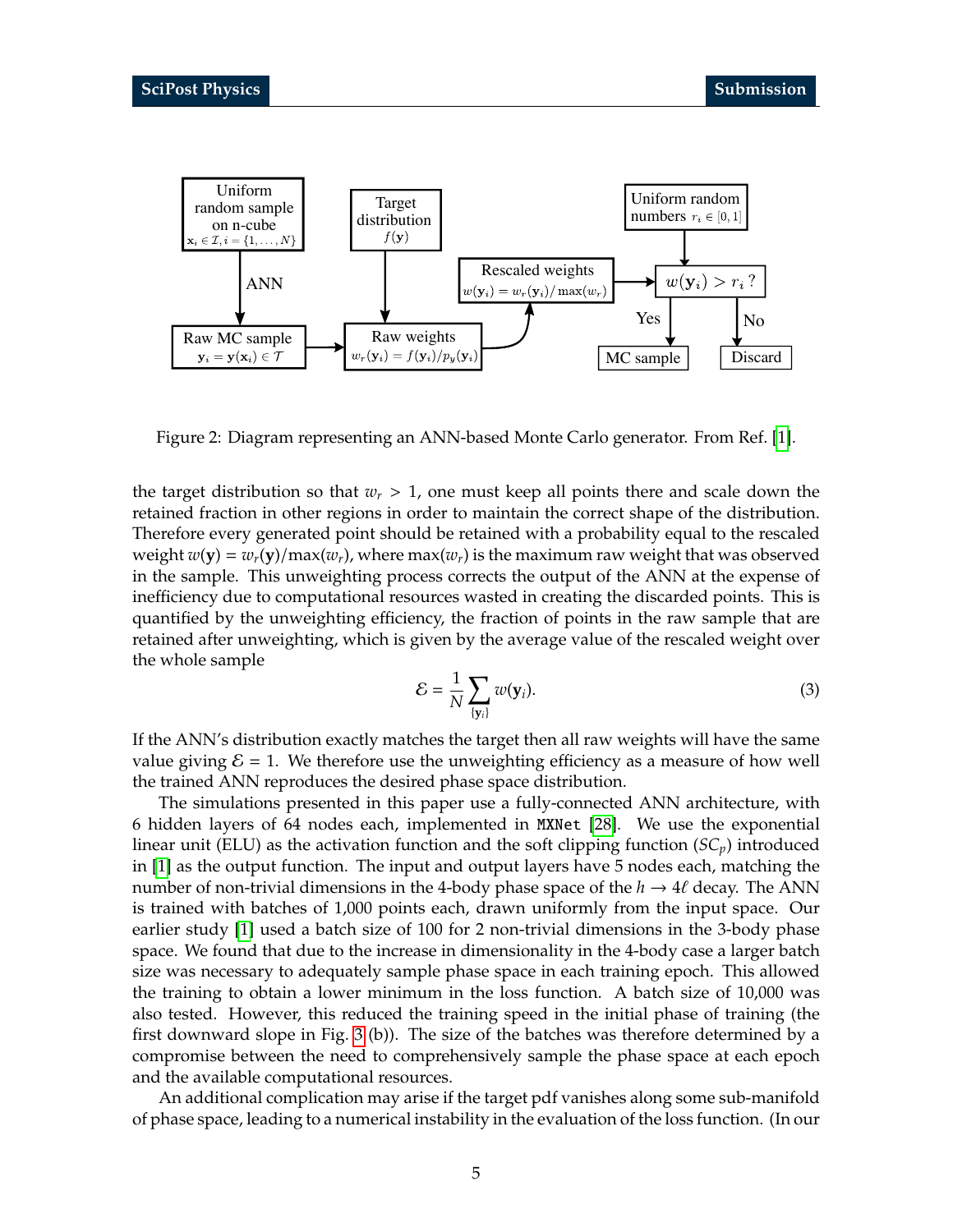Figure 2: Diagram representing an ANN-based Monte Carlo generator. From Ref. [1].

the target distribution so that $w_r > 1$, one must keep all points there and scale down the retained fraction in other regions in order to maintain the correct shape of the distribution. Therefore every generated point should be retained with a probability equal to the rescaled weight $w(\mathbf{y}) = w_r(\mathbf{y})/\max(w_r)$, where $\max(w_r)$ is the maximum raw weight that was observed in the sample. This unweighting process corrects the output of the ANN at the expense of inefficiency due to computational resources wasted in creating the discarded points. This is quantified by the unweighting efficiency, the fraction of points in the raw sample that are retained after unweighting, which is given by the average value of the rescaled weight over the whole sample

$$\mathcal{E} = \frac{1}{N} \sum_{\{\mathbf{y}_i\}} w(\mathbf{y}_i). \tag{3}$$

If the ANN's distribution exactly matches the target then all raw weights will have the same value giving $\mathcal{E} = 1$. We therefore use the unweighting efficiency as a measure of how well the trained ANN reproduces the desired phase space distribution.

The simulations presented in this paper use a fully-connected ANN architecture, with 6 hidden layers of 64 nodes each, implemented in `MXNet` [28]. We use the exponential linear unit (ELU) as the activation function and the soft clipping function ($SC_p$) introduced in [1] as the output function. The input and output layers have 5 nodes each, matching the number of non-trivial dimensions in the 4-body phase space of the $h \to 4\ell$ decay. The ANN is trained with batches of 1,000 points each, drawn uniformly from the input space. Our earlier study [1] used a batch size of 100 for 2 non-trivial dimensions in the 3-body phase space. We found that due to the increase in dimensionality in the 4-body case a larger batch size was necessary to adequately sample phase space in each training epoch. This allowed the training to obtain a lower minimum in the loss function. A batch size of 10,000 was also tested. However, this reduced the training speed in the initial phase of training (the first downward slope in Fig. 3 (b)). The size of the batches was therefore determined by a compromise between the need to comprehensively sample the phase space at each epoch and the available computational resources.

An additional complication may arise if the target pdf vanishes along some sub-manifold of phase space, leading to a numerical instability in the evaluation of the loss function. (In our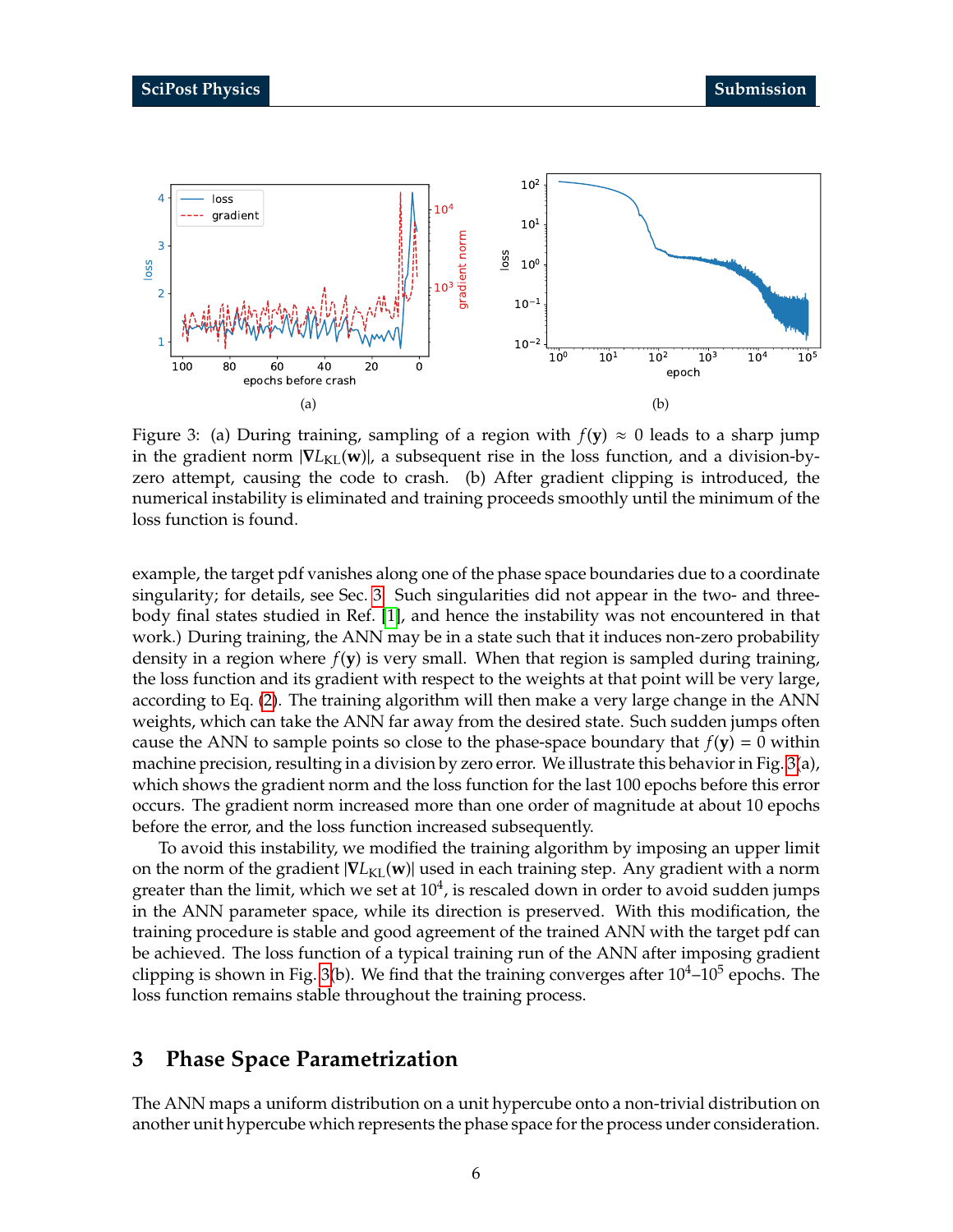Figure 3: (a) During training, sampling of a region with $f(\mathbf{y}) \approx 0$ leads to a sharp jump in the gradient norm $|\nabla L_{\mathrm{KL}}(\mathbf{w})|$, a subsequent rise in the loss function, and a division-by-zero attempt, causing the code to crash. (b) After gradient clipping is introduced, the numerical instability is eliminated and training proceeds smoothly until the minimum of the loss function is found.

example, the target pdf vanishes along one of the phase space boundaries due to a coordinate singularity; for details, see Sec. 3. Such singularities did not appear in the two- and three-body final states studied in Ref. [1], and hence the instability was not encountered in that work.) During training, the ANN may be in a state such that it induces non-zero probability density in a region where $f(\mathbf{y})$ is very small. When that region is sampled during training, the loss function and its gradient with respect to the weights at that point will be very large, according to Eq. (2). The training algorithm will then make a very large change in the ANN weights, which can take the ANN far away from the desired state. Such sudden jumps often cause the ANN to sample points so close to the phase-space boundary that $f(\mathbf{y}) = 0$ within machine precision, resulting in a division by zero error. We illustrate this behavior in Fig. 3(a), which shows the gradient norm and the loss function for the last 100 epochs before this error occurs. The gradient norm increased more than one order of magnitude at about 10 epochs before the error, and the loss function increased subsequently.

To avoid this instability, we modified the training algorithm by imposing an upper limit on the norm of the gradient $|\nabla L_{\mathrm{KL}}(\mathbf{w})|$ used in each training step. Any gradient with a norm greater than the limit, which we set at $10^4$, is rescaled down in order to avoid sudden jumps in the ANN parameter space, while its direction is preserved. With this modification, the training procedure is stable and good agreement of the trained ANN with the target pdf can be achieved. The loss function of a typical training run of the ANN after imposing gradient clipping is shown in Fig. 3(b). We find that the training converges after $10^4$–$10^5$ epochs. The loss function remains stable throughout the training process.

## 3 Phase Space Parametrization

The ANN maps a uniform distribution on a unit hypercube onto a non-trivial distribution on another unit hypercube which represents the phase space for the process under consideration.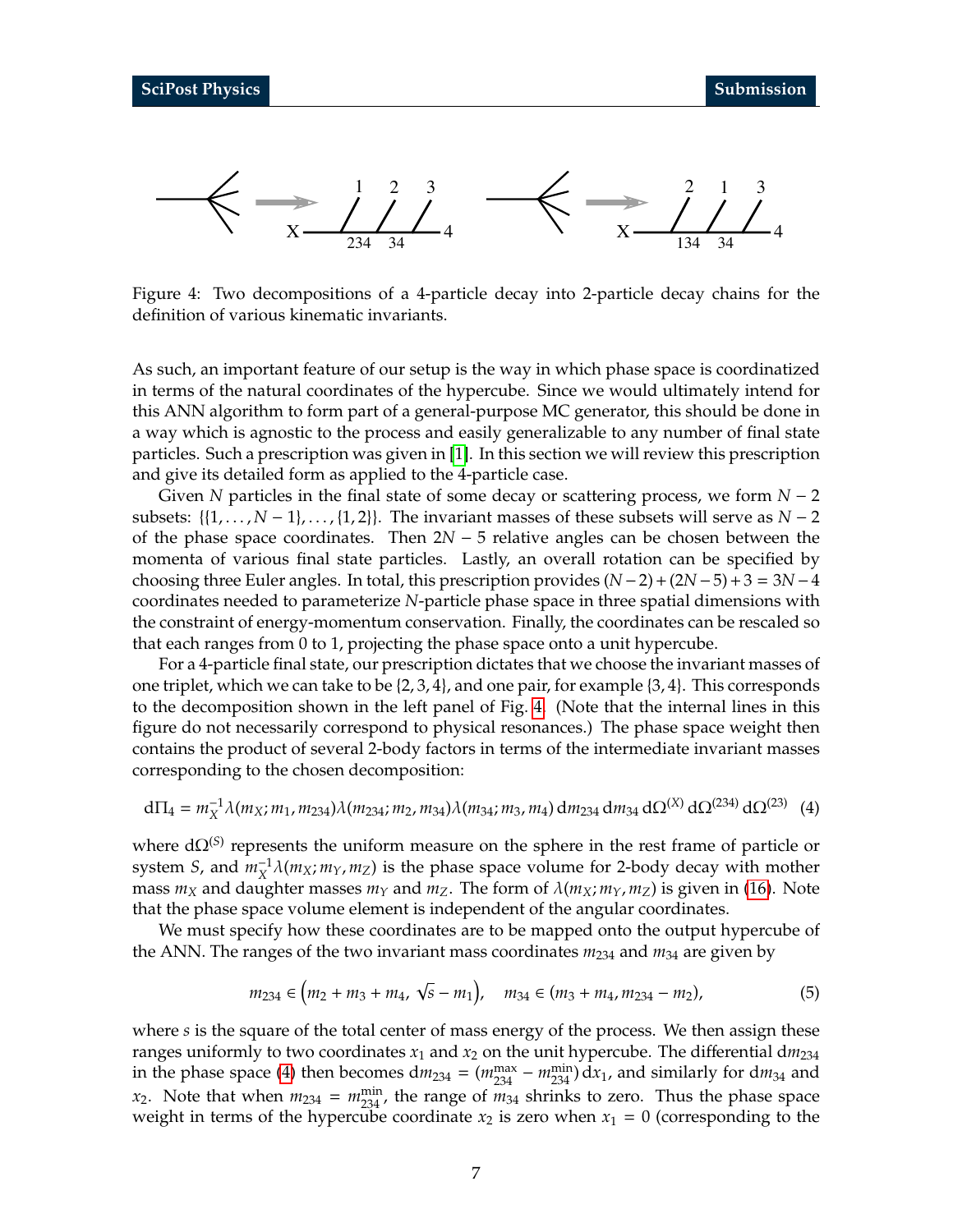Figure 4: Two decompositions of a 4-particle decay into 2-particle decay chains for the definition of various kinematic invariants.

As such, an important feature of our setup is the way in which phase space is coordinatized in terms of the natural coordinates of the hypercube. Since we would ultimately intend for this ANN algorithm to form part of a general-purpose MC generator, this should be done in a way which is agnostic to the process and easily generalizable to any number of final state particles. Such a prescription was given in [1]. In this section we will review this prescription and give its detailed form as applied to the 4-particle case.

Given $N$ particles in the final state of some decay or scattering process, we form $N-2$ subsets: $\{\{1,\ldots,N-1\},\ldots,\{1,2\}\}$. The invariant masses of these subsets will serve as $N-2$ of the phase space coordinates. Then $2N-5$ relative angles can be chosen between the momenta of various final state particles. Lastly, an overall rotation can be specified by choosing three Euler angles. In total, this prescription provides $(N-2)+(2N-5)+3 = 3N-4$ coordinates needed to parameterize $N$-particle phase space in three spatial dimensions with the constraint of energy-momentum conservation. Finally, the coordinates can be rescaled so that each ranges from 0 to 1, projecting the phase space onto a unit hypercube.

For a 4-particle final state, our prescription dictates that we choose the invariant masses of one triplet, which we can take to be $\{2,3,4\}$, and one pair, for example $\{3,4\}$. This corresponds to the decomposition shown in the left panel of Fig. 4. (Note that the internal lines in this figure do not necessarily correspond to physical resonances.) The phase space weight then contains the product of several 2-body factors in terms of the intermediate invariant masses corresponding to the chosen decomposition:

$$d\Pi_4 = m_X^{-1}\lambda(m_X;m_1,m_{234})\lambda(m_{234};m_2,m_{34})\lambda(m_{34};m_3,m_4)\,dm_{234}\,dm_{34}\,d\Omega^{(X)}\,d\Omega^{(234)}\,d\Omega^{(23)} \quad (4)$$

where $d\Omega^{(S)}$ represents the uniform measure on the sphere in the rest frame of particle or system $S$, and $m_X^{-1}\lambda(m_X;m_Y,m_Z)$ is the phase space volume for 2-body decay with mother mass $m_X$ and daughter masses $m_Y$ and $m_Z$. The form of $\lambda(m_X;m_Y,m_Z)$ is given in (16). Note that the phase space volume element is independent of the angular coordinates.

We must specify how these coordinates are to be mapped onto the output hypercube of the ANN. The ranges of the two invariant mass coordinates $m_{234}$ and $m_{34}$ are given by

$$m_{234} \in \left(m_2+m_3+m_4,\ \sqrt{s}-m_1\right), \quad m_{34} \in (m_3+m_4, m_{234}-m_2), \quad (5)$$

where $s$ is the square of the total center of mass energy of the process. We then assign these ranges uniformly to two coordinates $x_1$ and $x_2$ on the unit hypercube. The differential $dm_{234}$ in the phase space (4) then becomes $dm_{234} = (m_{234}^{\max} - m_{234}^{\min})\,dx_1$, and similarly for $dm_{34}$ and $x_2$. Note that when $m_{234} = m_{234}^{\min}$, the range of $m_{34}$ shrinks to zero. Thus the phase space weight in terms of the hypercube coordinate $x_2$ is zero when $x_1 = 0$ (corresponding to the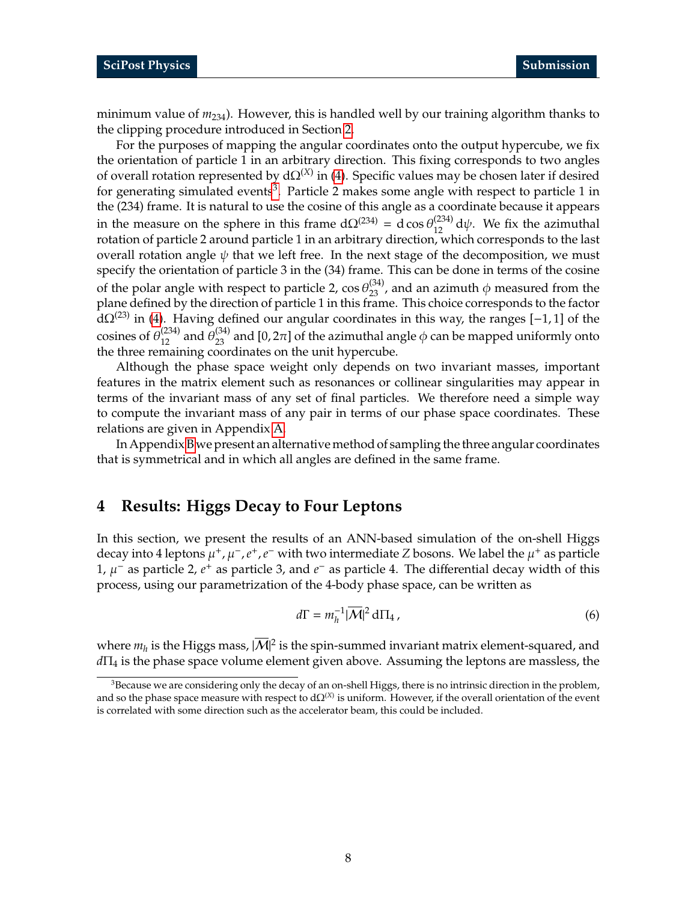minimum value of $m_{234}$). However, this is handled well by our training algorithm thanks to the clipping procedure introduced in Section 2.

For the purposes of mapping the angular coordinates onto the output hypercube, we fix the orientation of particle 1 in an arbitrary direction. This fixing corresponds to two angles of overall rotation represented by $\mathrm{d}\Omega^{(X)}$ in (4). Specific values may be chosen later if desired for generating simulated events[3]. Particle 2 makes some angle with respect to particle 1 in the (234) frame. It is natural to use the cosine of this angle as a coordinate because it appears in the measure on the sphere in this frame $\mathrm{d}\Omega^{(234)} = \mathrm{d}\cos\theta_{12}^{(234)}\,\mathrm{d}\psi$. We fix the azimuthal rotation of particle 2 around particle 1 in an arbitrary direction, which corresponds to the last overall rotation angle $\psi$ that we left free. In the next stage of the decomposition, we must specify the orientation of particle 3 in the (34) frame. This can be done in terms of the cosine of the polar angle with respect to particle 2, $\cos\theta_{23}^{(34)}$, and an azimuth $\phi$ measured from the plane defined by the direction of particle 1 in this frame. This choice corresponds to the factor $\mathrm{d}\Omega^{(23)}$ in (4). Having defined our angular coordinates in this way, the ranges $[-1, 1]$ of the cosines of $\theta_{12}^{(234)}$ and $\theta_{23}^{(34)}$ and $[0, 2\pi]$ of the azimuthal angle $\phi$ can be mapped uniformly onto the three remaining coordinates on the unit hypercube.

Although the phase space weight only depends on two invariant masses, important features in the matrix element such as resonances or collinear singularities may appear in terms of the invariant mass of any set of final particles. We therefore need a simple way to compute the invariant mass of any pair in terms of our phase space coordinates. These relations are given in Appendix A.

In Appendix B we present an alternative method of sampling the three angular coordinates that is symmetrical and in which all angles are defined in the same frame.

## 4 Results: Higgs Decay to Four Leptons

In this section, we present the results of an ANN-based simulation of the on-shell Higgs decay into 4 leptons $\mu^+, \mu^-, e^+, e^-$ with two intermediate $Z$ bosons. We label the $\mu^+$ as particle 1, $\mu^-$ as particle 2, $e^+$ as particle 3, and $e^-$ as particle 4. The differential decay width of this process, using our parametrization of the 4-body phase space, can be written as

$$d\Gamma = m_h^{-1} |\overline{\mathcal{M}}|^2 \, \mathrm{d}\Pi_4 \,, \tag{6}$$

where $m_h$ is the Higgs mass, $|\overline{\mathcal{M}}|^2$ is the spin-summed invariant matrix element-squared, and $d\Pi_4$ is the phase space volume element given above. Assuming the leptons are massless, the

[3] Because we are considering only the decay of an on-shell Higgs, there is no intrinsic direction in the problem, and so the phase space measure with respect to $\mathrm{d}\Omega^{(X)}$ is uniform. However, if the overall orientation of the event is correlated with some direction such as the accelerator beam, this could be included.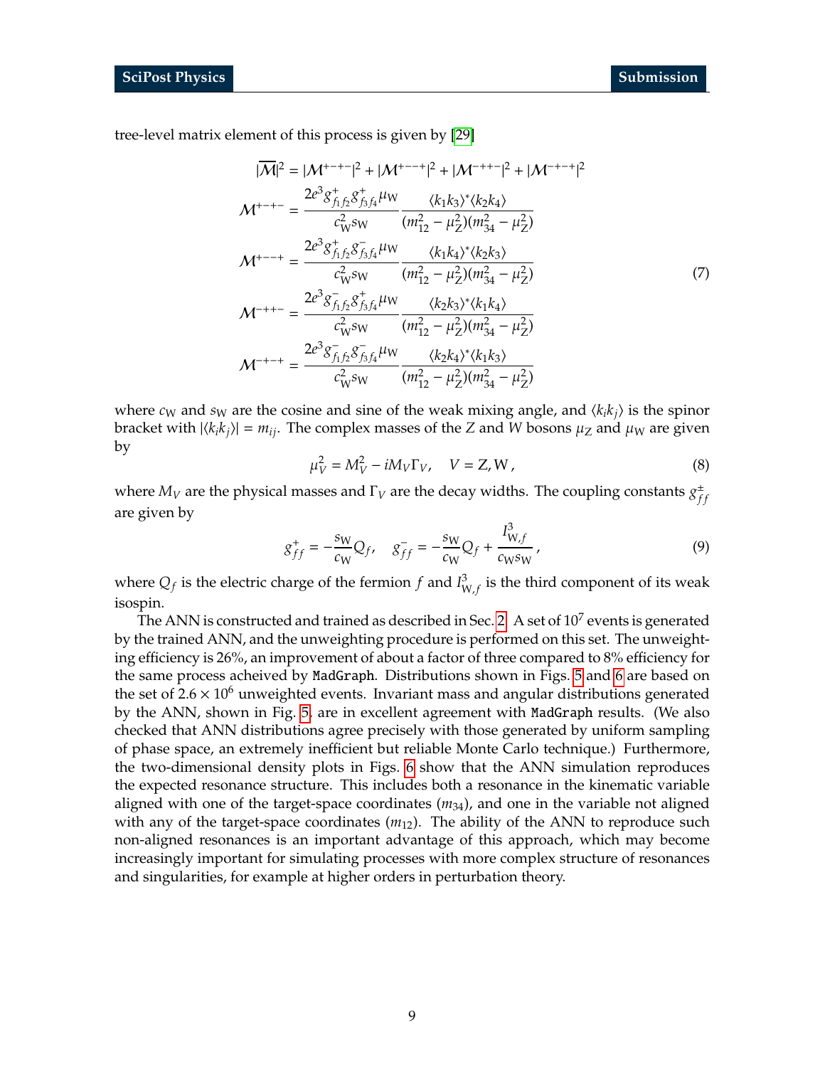tree-level matrix element of this process is given by [29]

$$
\begin{aligned}
|\overline{\mathcal{M}}|^2 &= |\mathcal{M}^{+-+-}|^2 + |\mathcal{M}^{+--+}|^2 + |\mathcal{M}^{-++-}|^2 + |\mathcal{M}^{-+-+}|^2 \\
\mathcal{M}^{+-+-} &= \frac{2e^3 g^+_{f_1 f_2} g^+_{f_3 f_4} \mu_W}{c_W^2 s_W} \frac{\langle k_1 k_3\rangle^* \langle k_2 k_4\rangle}{(m_{12}^2 - \mu_Z^2)(m_{34}^2 - \mu_Z^2)} \\
\mathcal{M}^{+--+} &= \frac{2e^3 g^+_{f_1 f_2} g^-_{f_3 f_4} \mu_W}{c_W^2 s_W} \frac{\langle k_1 k_4\rangle^* \langle k_2 k_3\rangle}{(m_{12}^2 - \mu_Z^2)(m_{34}^2 - \mu_Z^2)} \\
\mathcal{M}^{-++-} &= \frac{2e^3 g^-_{f_1 f_2} g^+_{f_3 f_4} \mu_W}{c_W^2 s_W} \frac{\langle k_2 k_3\rangle^* \langle k_1 k_4\rangle}{(m_{12}^2 - \mu_Z^2)(m_{34}^2 - \mu_Z^2)} \\
\mathcal{M}^{-+-+} &= \frac{2e^3 g^-_{f_1 f_2} g^-_{f_3 f_4} \mu_W}{c_W^2 s_W} \frac{\langle k_2 k_4\rangle^* \langle k_1 k_3\rangle}{(m_{12}^2 - \mu_Z^2)(m_{34}^2 - \mu_Z^2)}
\end{aligned}
\tag{7}
$$

where $c_W$ and $s_W$ are the cosine and sine of the weak mixing angle, and $\langle k_i k_j\rangle$ is the spinor bracket with $|\langle k_i k_j\rangle| = m_{ij}$. The complex masses of the $Z$ and $W$ bosons $\mu_Z$ and $\mu_W$ are given by

$$
\mu_V^2 = M_V^2 - i M_V \Gamma_V, \quad V = Z, W, \tag{8}
$$

where $M_V$ are the physical masses and $\Gamma_V$ are the decay widths. The coupling constants $g^{\pm}_{ff}$ are given by

$$
g^+_{ff} = -\frac{s_W}{c_W} Q_f, \quad g^-_{ff} = -\frac{s_W}{c_W} Q_f + \frac{I^3_{W,f}}{c_W s_W}, \tag{9}
$$

where $Q_f$ is the electric charge of the fermion $f$ and $I^3_{W,f}$ is the third component of its weak isospin.

The ANN is constructed and trained as described in Sec. 2. A set of $10^7$ events is generated by the trained ANN, and the unweighting procedure is performed on this set. The unweighting efficiency is 26%, an improvement of about a factor of three compared to 8% efficiency for the same process acheived by `MadGraph`. Distributions shown in Figs. 5 and 6 are based on the set of $2.6 \times 10^6$ unweighted events. Invariant mass and angular distributions generated by the ANN, shown in Fig. 5, are in excellent agreement with `MadGraph` results. (We also checked that ANN distributions agree precisely with those generated by uniform sampling of phase space, an extremely inefficient but reliable Monte Carlo technique.) Furthermore, the two-dimensional density plots in Figs. 6 show that the ANN simulation reproduces the expected resonance structure. This includes both a resonance in the kinematic variable aligned with one of the target-space coordinates ($m_{34}$), and one in the variable not aligned with any of the target-space coordinates ($m_{12}$). The ability of the ANN to reproduce such non-aligned resonances is an important advantage of this approach, which may become increasingly important for simulating processes with more complex structure of resonances and singularities, for example at higher orders in perturbation theory.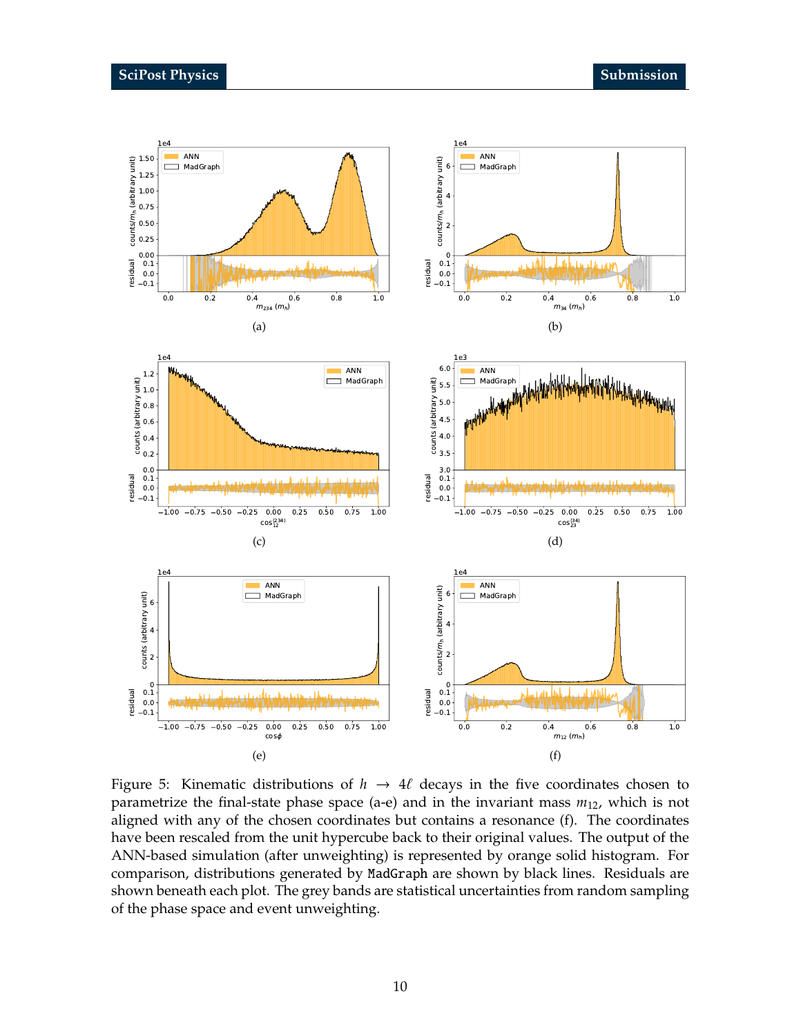Figure 5: Kinematic distributions of $h \to 4\ell$ decays in the five coordinates chosen to parametrize the final-state phase space (a-e) and in the invariant mass $m_{12}$, which is not aligned with any of the chosen coordinates but contains a resonance (f). The coordinates have been rescaled from the unit hypercube back to their original values. The output of the ANN-based simulation (after unweighting) is represented by orange solid histogram. For comparison, distributions generated by MadGraph are shown by black lines. Residuals are shown beneath each plot. The grey bands are statistical uncertainties from random sampling of the phase space and event unweighting.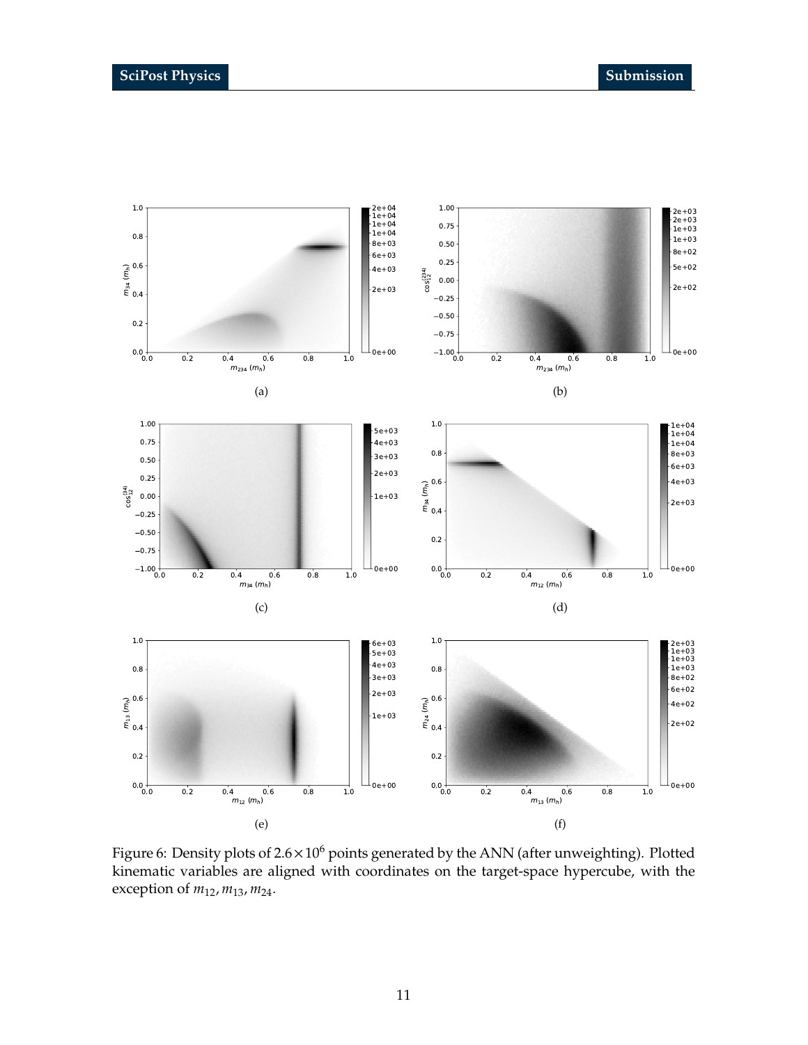(a)

(b)

(c)

(d)

(e)

(f)

Figure 6: Density plots of $2.6 \times 10^6$ points generated by the ANN (after unweighting). Plotted kinematic variables are aligned with coordinates on the target-space hypercube, with the exception of $m_{12}, m_{13}, m_{24}$.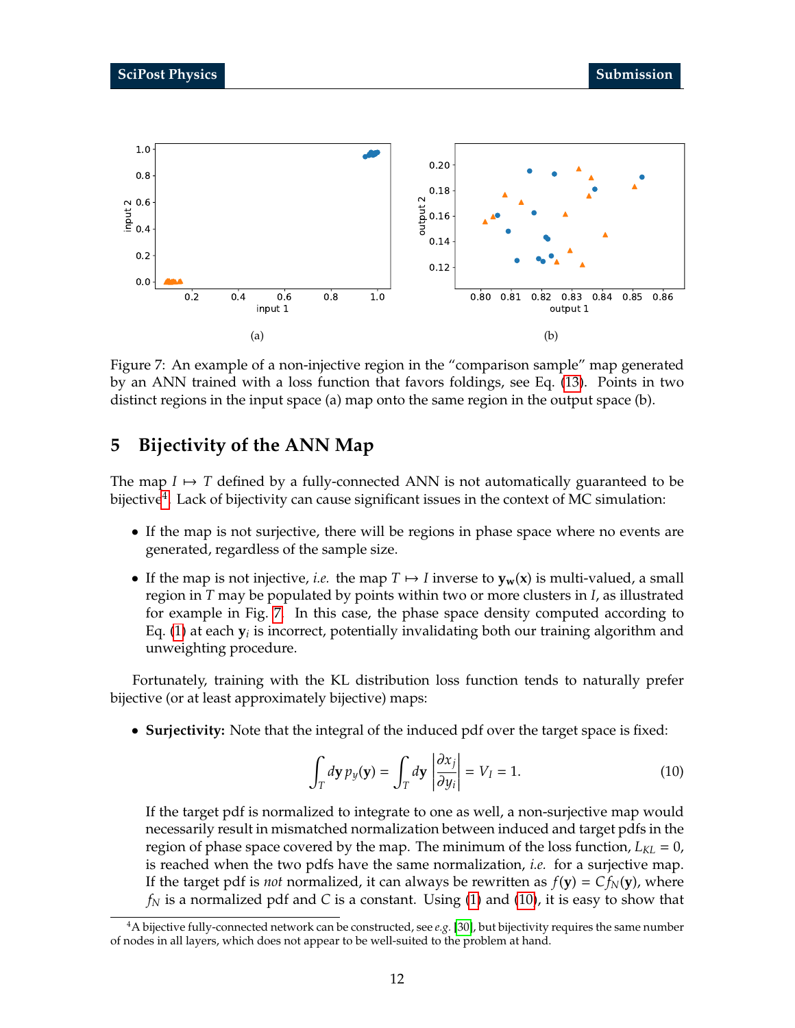Figure 7: An example of a non-injective region in the "comparison sample" map generated by an ANN trained with a loss function that favors foldings, see Eq. (13). Points in two distinct regions in the input space (a) map onto the same region in the output space (b).

## 5 Bijectivity of the ANN Map

The map $I \mapsto T$ defined by a fully-connected ANN is not automatically guaranteed to be bijective[4]. Lack of bijectivity can cause significant issues in the context of MC simulation:

- If the map is not surjective, there will be regions in phase space where no events are generated, regardless of the sample size.
- If the map is not injective, *i.e.* the map $T \mapsto I$ inverse to $\mathbf{y}_\mathbf{w}(\mathbf{x})$ is multi-valued, a small region in $T$ may be populated by points within two or more clusters in $I$, as illustrated for example in Fig. 7. In this case, the phase space density computed according to Eq. (1) at each $\mathbf{y}_i$ is incorrect, potentially invalidating both our training algorithm and unweighting procedure.

Fortunately, training with the KL distribution loss function tends to naturally prefer bijective (or at least approximately bijective) maps:

- **Surjectivity:** Note that the integral of the induced pdf over the target space is fixed:

$$\int_T d\mathbf{y}\, p_y(\mathbf{y}) = \int_T d\mathbf{y} \left| \frac{\partial x_j}{\partial y_i} \right| = V_I = 1. \tag{10}$$

  If the target pdf is normalized to integrate to one as well, a non-surjective map would necessarily result in mismatched normalization between induced and target pdfs in the region of phase space covered by the map. The minimum of the loss function, $L_{KL} = 0$, is reached when the two pdfs have the same normalization, *i.e.* for a surjective map. If the target pdf is *not* normalized, it can always be rewritten as $f(\mathbf{y}) = C f_N(\mathbf{y})$, where $f_N$ is a normalized pdf and $C$ is a constant. Using (1) and (10), it is easy to show that

[4] A bijective fully-connected network can be constructed, see *e.g.* [30], but bijectivity requires the same number of nodes in all layers, which does not appear to be well-suited to the problem at hand.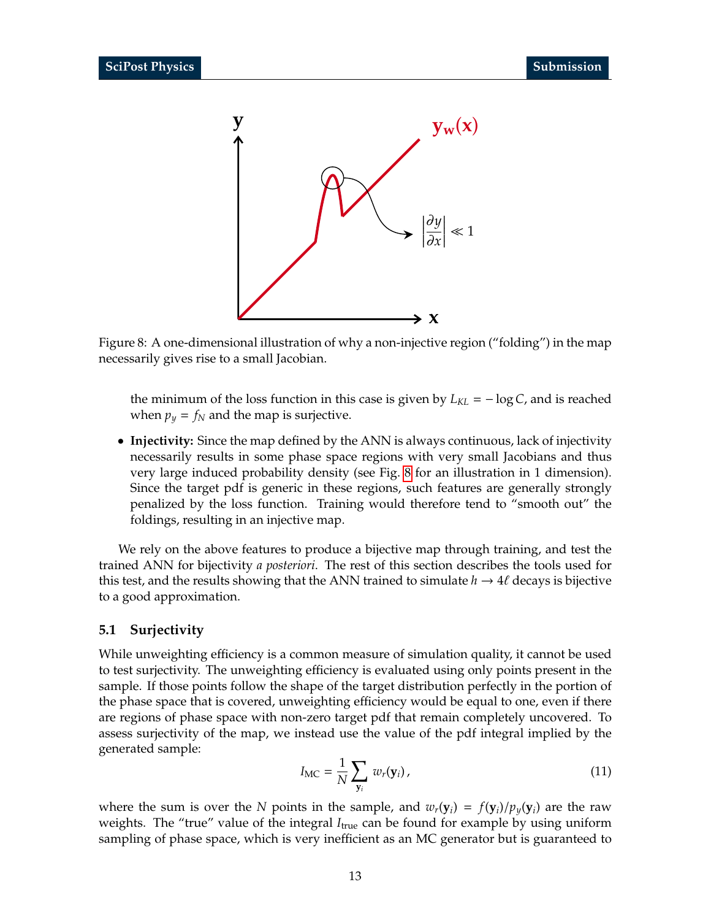Figure 8: A one-dimensional illustration of why a non-injective region ("folding") in the map necessarily gives rise to a small Jacobian.

the minimum of the loss function in this case is given by $L_{KL} = -\log C$, and is reached when $p_y = f_N$ and the map is surjective.

- **Injectivity:** Since the map defined by the ANN is always continuous, lack of injectivity necessarily results in some phase space regions with very small Jacobians and thus very large induced probability density (see Fig. 8 for an illustration in 1 dimension). Since the target pdf is generic in these regions, such features are generally strongly penalized by the loss function. Training would therefore tend to "smooth out" the foldings, resulting in an injective map.

We rely on the above features to produce a bijective map through training, and test the trained ANN for bijectivity *a posteriori*. The rest of this section describes the tools used for this test, and the results showing that the ANN trained to simulate $h \to 4\ell$ decays is bijective to a good approximation.

### 5.1 Surjectivity

While unweighting efficiency is a common measure of simulation quality, it cannot be used to test surjectivity. The unweighting efficiency is evaluated using only points present in the sample. If those points follow the shape of the target distribution perfectly in the portion of the phase space that is covered, unweighting efficiency would be equal to one, even if there are regions of phase space with non-zero target pdf that remain completely uncovered. To assess surjectivity of the map, we instead use the value of the pdf integral implied by the generated sample:

$$I_{\rm MC} = \frac{1}{N} \sum_{\mathbf{y}_i} w_r(\mathbf{y}_i)\,, \tag{11}$$

where the sum is over the $N$ points in the sample, and $w_r(\mathbf{y}_i) = f(\mathbf{y}_i)/p_y(\mathbf{y}_i)$ are the raw weights. The "true" value of the integral $I_{\rm true}$ can be found for example by using uniform sampling of phase space, which is very inefficient as an MC generator but is guaranteed to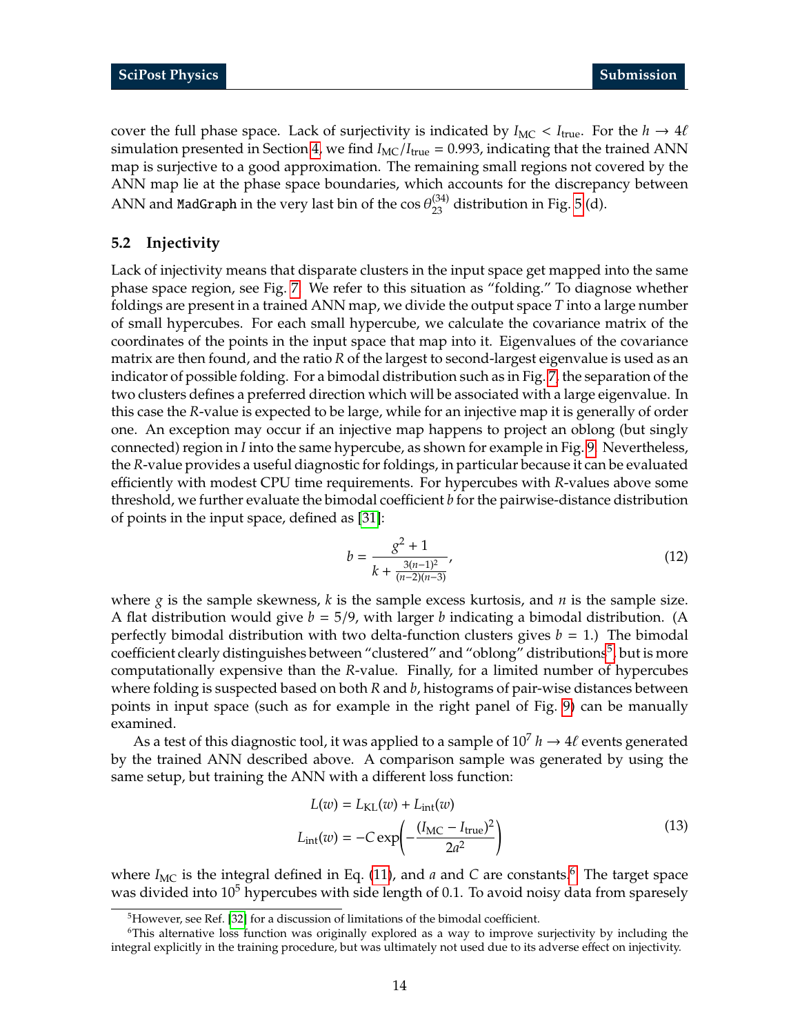cover the full phase space. Lack of surjectivity is indicated by $I_{\text{MC}} < I_{\text{true}}$. For the $h \to 4\ell$ simulation presented in Section 4, we find $I_{\text{MC}}/I_{\text{true}} = 0.993$, indicating that the trained ANN map is surjective to a good approximation. The remaining small regions not covered by the ANN map lie at the phase space boundaries, which accounts for the discrepancy between ANN and `MadGraph` in the very last bin of the $\cos\theta_{23}^{(34)}$ distribution in Fig. 5 (d).

### 5.2 Injectivity

Lack of injectivity means that disparate clusters in the input space get mapped into the same phase space region, see Fig. 7. We refer to this situation as "folding." To diagnose whether foldings are present in a trained ANN map, we divide the output space $T$ into a large number of small hypercubes. For each small hypercube, we calculate the covariance matrix of the coordinates of the points in the input space that map into it. Eigenvalues of the covariance matrix are then found, and the ratio $R$ of the largest to second-largest eigenvalue is used as an indicator of possible folding. For a bimodal distribution such as in Fig. 7, the separation of the two clusters defines a preferred direction which will be associated with a large eigenvalue. In this case the $R$-value is expected to be large, while for an injective map it is generally of order one. An exception may occur if an injective map happens to project an oblong (but singly connected) region in $I$ into the same hypercube, as shown for example in Fig. 9. Nevertheless, the $R$-value provides a useful diagnostic for foldings, in particular because it can be evaluated efficiently with modest CPU time requirements. For hypercubes with $R$-values above some threshold, we further evaluate the bimodal coefficient $b$ for the pairwise-distance distribution of points in the input space, defined as [31]:

$$b = \frac{g^2 + 1}{k + \frac{3(n-1)^2}{(n-2)(n-3)}}, \tag{12}$$

where $g$ is the sample skewness, $k$ is the sample excess kurtosis, and $n$ is the sample size. A flat distribution would give $b = 5/9$, with larger $b$ indicating a bimodal distribution. (A perfectly bimodal distribution with two delta-function clusters gives $b = 1$.) The bimodal coefficient clearly distinguishes between "clustered" and "oblong" distributions[5], but is more computationally expensive than the $R$-value. Finally, for a limited number of hypercubes where folding is suspected based on both $R$ and $b$, histograms of pair-wise distances between points in input space (such as for example in the right panel of Fig. 9) can be manually examined.

As a test of this diagnostic tool, it was applied to a sample of $10^7$ $h \to 4\ell$ events generated by the trained ANN described above. A comparison sample was generated by using the same setup, but training the ANN with a different loss function:

$$\begin{aligned} L(w) &= L_{\text{KL}}(w) + L_{\text{int}}(w) \\ L_{\text{int}}(w) &= -C \exp\left(-\frac{(I_{\text{MC}} - I_{\text{true}})^2}{2a^2}\right) \end{aligned} \tag{13}$$

where $I_{\text{MC}}$ is the integral defined in Eq. (11), and $a$ and $C$ are constants.[6] The target space was divided into $10^5$ hypercubes with side length of 0.1. To avoid noisy data from sparesely

[5] However, see Ref. [32] for a discussion of limitations of the bimodal coefficient.

[6] This alternative loss function was originally explored as a way to improve surjectivity by including the integral explicitly in the training procedure, but was ultimately not used due to its adverse effect on injectivity.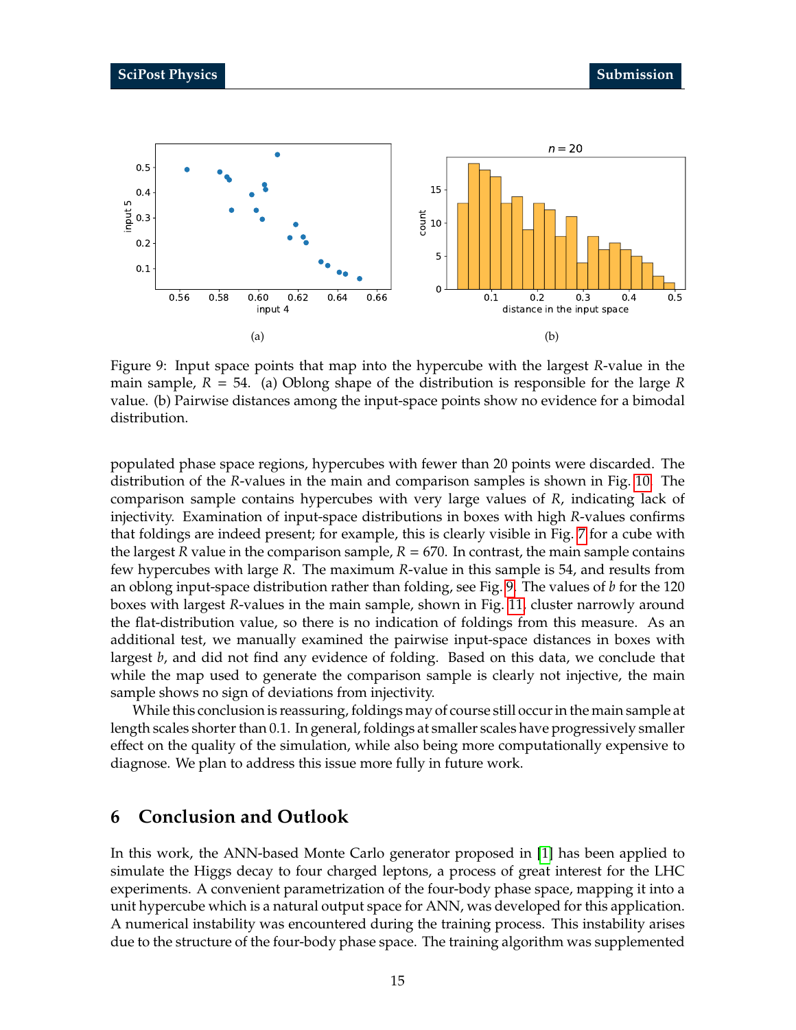Figure 9: Input space points that map into the hypercube with the largest $R$-value in the main sample, $R = 54$. (a) Oblong shape of the distribution is responsible for the large $R$ value. (b) Pairwise distances among the input-space points show no evidence for a bimodal distribution.

populated phase space regions, hypercubes with fewer than 20 points were discarded. The distribution of the $R$-values in the main and comparison samples is shown in Fig. 10. The comparison sample contains hypercubes with very large values of $R$, indicating lack of injectivity. Examination of input-space distributions in boxes with high $R$-values confirms that foldings are indeed present; for example, this is clearly visible in Fig. 7 for a cube with the largest $R$ value in the comparison sample, $R = 670$. In contrast, the main sample contains few hypercubes with large $R$. The maximum $R$-value in this sample is 54, and results from an oblong input-space distribution rather than folding, see Fig. 9. The values of $b$ for the 120 boxes with largest $R$-values in the main sample, shown in Fig. 11, cluster narrowly around the flat-distribution value, so there is no indication of foldings from this measure. As an additional test, we manually examined the pairwise input-space distances in boxes with largest $b$, and did not find any evidence of folding. Based on this data, we conclude that while the map used to generate the comparison sample is clearly not injective, the main sample shows no sign of deviations from injectivity.

While this conclusion is reassuring, foldings may of course still occur in the main sample at length scales shorter than 0.1. In general, foldings at smaller scales have progressively smaller effect on the quality of the simulation, while also being more computationally expensive to diagnose. We plan to address this issue more fully in future work.

## 6 Conclusion and Outlook

In this work, the ANN-based Monte Carlo generator proposed in [1] has been applied to simulate the Higgs decay to four charged leptons, a process of great interest for the LHC experiments. A convenient parametrization of the four-body phase space, mapping it into a unit hypercube which is a natural output space for ANN, was developed for this application. A numerical instability was encountered during the training process. This instability arises due to the structure of the four-body phase space. The training algorithm was supplemented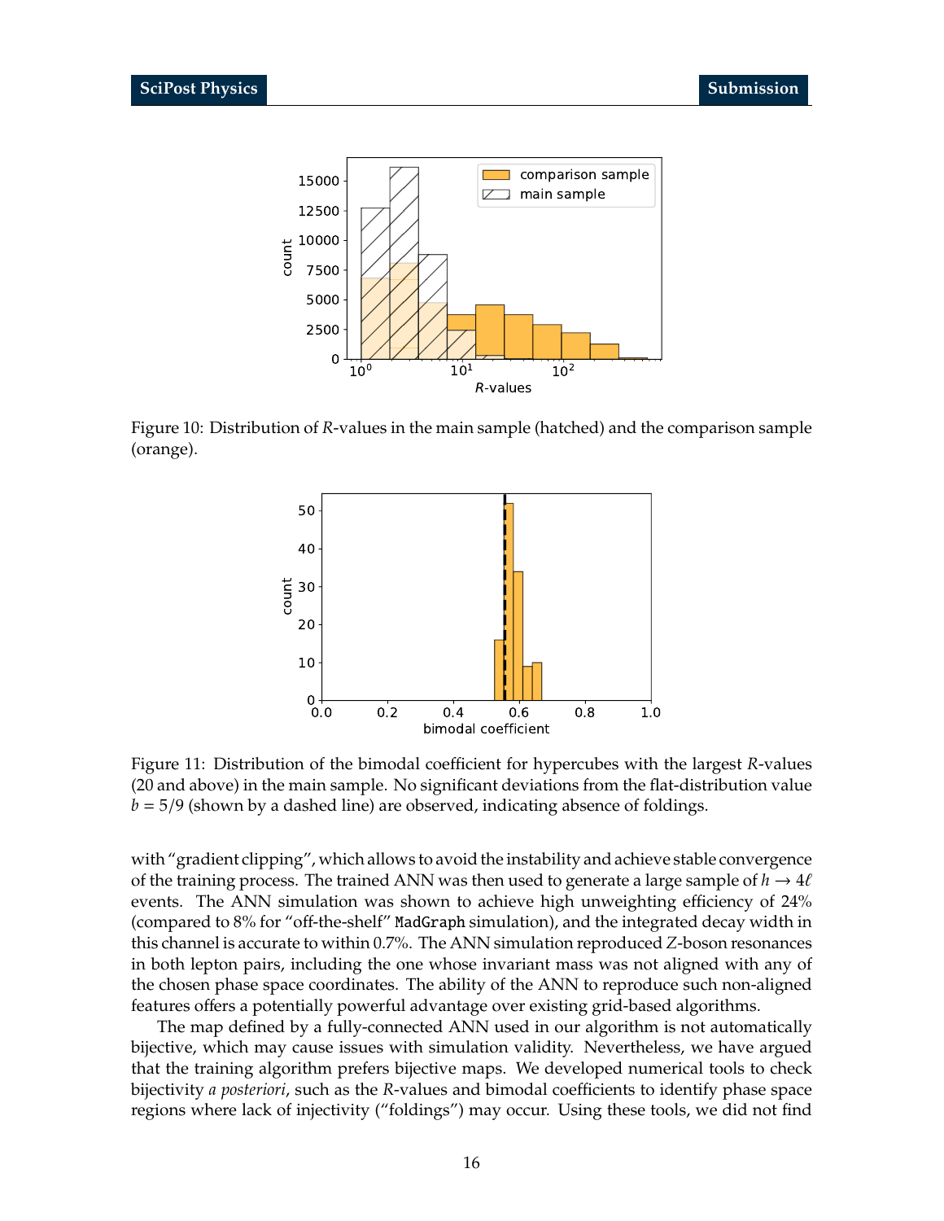Figure 10: Distribution of $R$-values in the main sample (hatched) and the comparison sample (orange).

Figure 11: Distribution of the bimodal coefficient for hypercubes with the largest $R$-values (20 and above) in the main sample. No significant deviations from the flat-distribution value $b = 5/9$ (shown by a dashed line) are observed, indicating absence of foldings.

with "gradient clipping", which allows to avoid the instability and achieve stable convergence of the training process. The trained ANN was then used to generate a large sample of $h \to 4\ell$ events. The ANN simulation was shown to achieve high unweighting efficiency of 24% (compared to 8% for "off-the-shelf" MadGraph simulation), and the integrated decay width in this channel is accurate to within 0.7%. The ANN simulation reproduced $Z$-boson resonances in both lepton pairs, including the one whose invariant mass was not aligned with any of the chosen phase space coordinates. The ability of the ANN to reproduce such non-aligned features offers a potentially powerful advantage over existing grid-based algorithms.

The map defined by a fully-connected ANN used in our algorithm is not automatically bijective, which may cause issues with simulation validity. Nevertheless, we have argued that the training algorithm prefers bijective maps. We developed numerical tools to check bijectivity *a posteriori*, such as the $R$-values and bimodal coefficients to identify phase space regions where lack of injectivity ("foldings") may occur. Using these tools, we did not find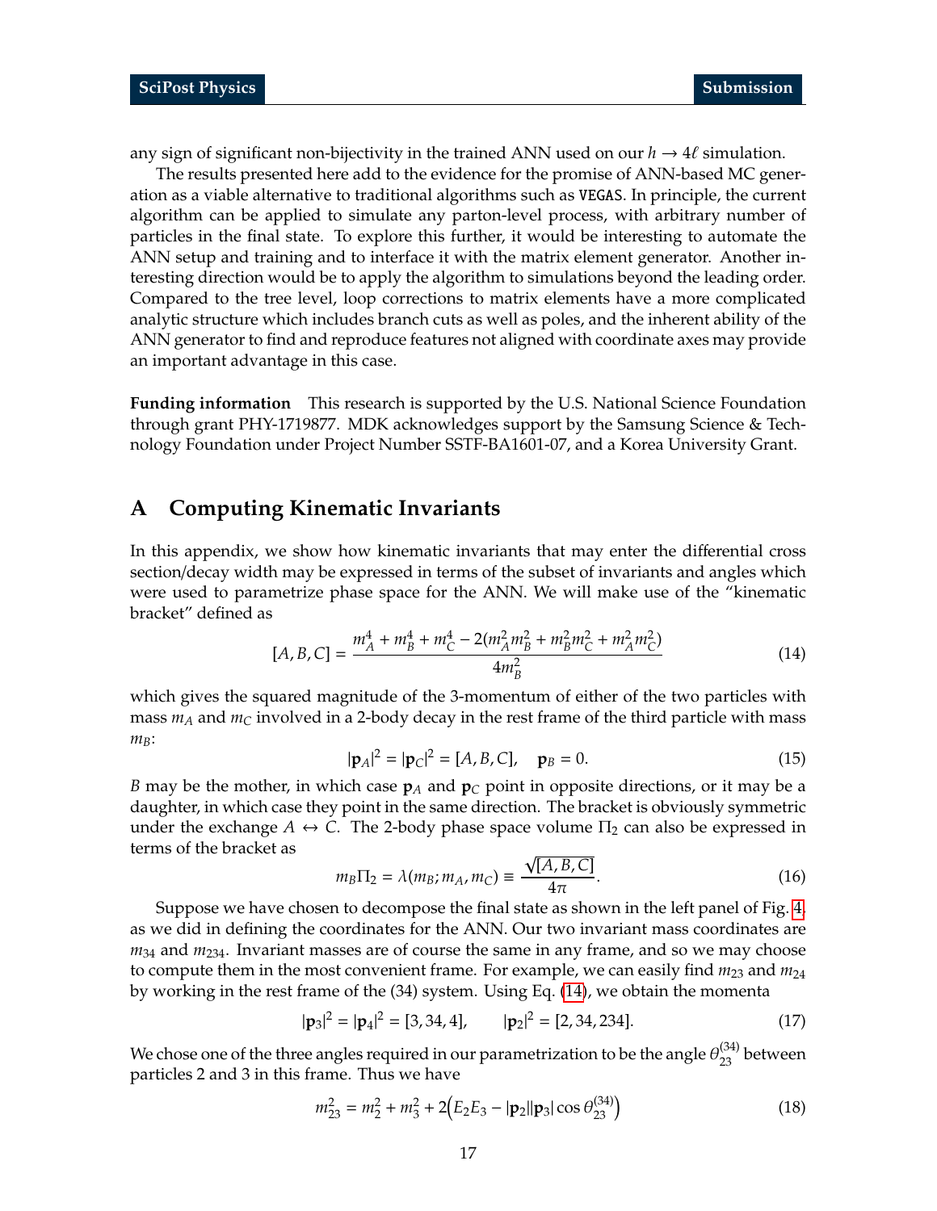any sign of significant non-bijectivity in the trained ANN used on our $h \to 4\ell$ simulation.

The results presented here add to the evidence for the promise of ANN-based MC generation as a viable alternative to traditional algorithms such as VEGAS. In principle, the current algorithm can be applied to simulate any parton-level process, with arbitrary number of particles in the final state. To explore this further, it would be interesting to automate the ANN setup and training and to interface it with the matrix element generator. Another interesting direction would be to apply the algorithm to simulations beyond the leading order. Compared to the tree level, loop corrections to matrix elements have a more complicated analytic structure which includes branch cuts as well as poles, and the inherent ability of the ANN generator to find and reproduce features not aligned with coordinate axes may provide an important advantage in this case.

**Funding information** This research is supported by the U.S. National Science Foundation through grant PHY-1719877. MDK acknowledges support by the Samsung Science & Technology Foundation under Project Number SSTF-BA1601-07, and a Korea University Grant.

# A Computing Kinematic Invariants

In this appendix, we show how kinematic invariants that may enter the differential cross section/decay width may be expressed in terms of the subset of invariants and angles which were used to parametrize phase space for the ANN. We will make use of the "kinematic bracket" defined as

$$[A, B, C] = \frac{m_A^4 + m_B^4 + m_C^4 - 2(m_A^2 m_B^2 + m_B^2 m_C^2 + m_A^2 m_C^2)}{4 m_B^2} \tag{14}$$

which gives the squared magnitude of the 3-momentum of either of the two particles with mass $m_A$ and $m_C$ involved in a 2-body decay in the rest frame of the third particle with mass $m_B$:

$$|\mathbf{p}_A|^2 = |\mathbf{p}_C|^2 = [A, B, C], \quad \mathbf{p}_B = 0. \tag{15}$$

$B$ may be the mother, in which case $\mathbf{p}_A$ and $\mathbf{p}_C$ point in opposite directions, or it may be a daughter, in which case they point in the same direction. The bracket is obviously symmetric under the exchange $A \leftrightarrow C$. The 2-body phase space volume $\Pi_2$ can also be expressed in terms of the bracket as

$$m_B \Pi_2 = \lambda(m_B; m_A, m_C) \equiv \frac{\sqrt{[A, B, C]}}{4\pi}. \tag{16}$$

Suppose we have chosen to decompose the final state as shown in the left panel of Fig. 4, as we did in defining the coordinates for the ANN. Our two invariant mass coordinates are $m_{34}$ and $m_{234}$. Invariant masses are of course the same in any frame, and so we may choose to compute them in the most convenient frame. For example, we can easily find $m_{23}$ and $m_{24}$ by working in the rest frame of the (34) system. Using Eq. (14), we obtain the momenta

$$|\mathbf{p}_3|^2 = |\mathbf{p}_4|^2 = [3, 34, 4], \qquad |\mathbf{p}_2|^2 = [2, 34, 234]. \tag{17}$$

We chose one of the three angles required in our parametrization to be the angle $\theta_{23}^{(34)}$ between particles 2 and 3 in this frame. Thus we have

$$m_{23}^2 = m_2^2 + m_3^2 + 2\Big(E_2 E_3 - |\mathbf{p}_2||\mathbf{p}_3| \cos\theta_{23}^{(34)}\Big) \tag{18}$$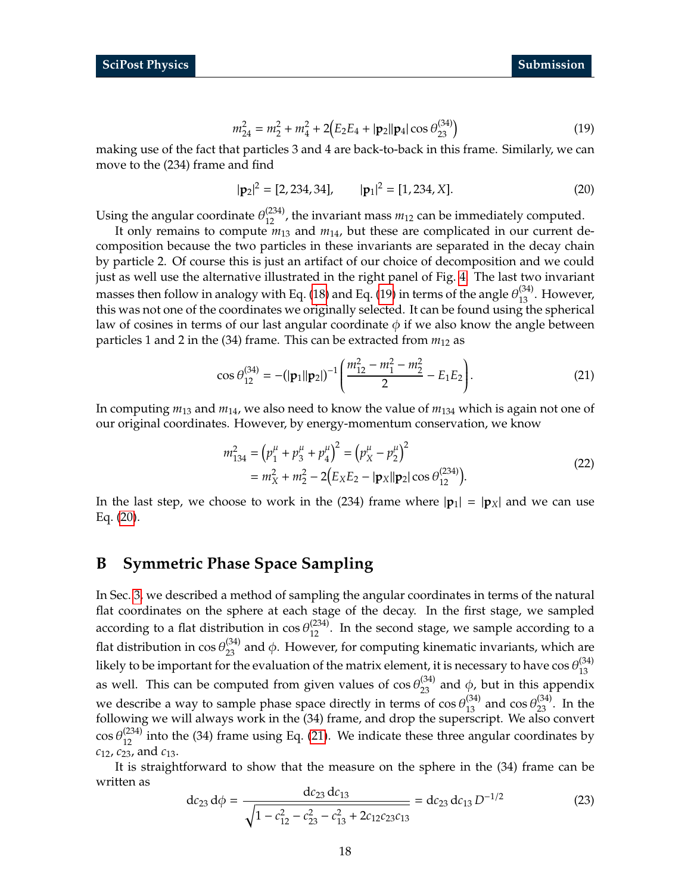$$m_{24}^2 = m_2^2 + m_4^2 + 2\Big(E_2 E_4 + |\mathbf{p}_2||\mathbf{p}_4| \cos\theta_{23}^{(34)}\Big) \tag{19}$$

making use of the fact that particles 3 and 4 are back-to-back in this frame. Similarly, we can move to the (234) frame and find

$$|\mathbf{p}_2|^2 = [2, 234, 34], \qquad |\mathbf{p}_1|^2 = [1, 234, X]. \tag{20}$$

Using the angular coordinate $\theta_{12}^{(234)}$, the invariant mass $m_{12}$ can be immediately computed.

It only remains to compute $m_{13}$ and $m_{14}$, but these are complicated in our current decomposition because the two particles in these invariants are separated in the decay chain by particle 2. Of course this is just an artifact of our choice of decomposition and we could just as well use the alternative illustrated in the right panel of Fig. 4. The last two invariant masses then follow in analogy with Eq. (18) and Eq. (19) in terms of the angle $\theta_{13}^{(34)}$. However, this was not one of the coordinates we originally selected. It can be found using the spherical law of cosines in terms of our last angular coordinate $\phi$ if we also know the angle between particles 1 and 2 in the (34) frame. This can be extracted from $m_{12}$ as

$$\cos\theta_{12}^{(34)} = -(|\mathbf{p}_1||\mathbf{p}_2|)^{-1} \left( \frac{m_{12}^2 - m_1^2 - m_2^2}{2} - E_1 E_2 \right). \tag{21}$$

In computing $m_{13}$ and $m_{14}$, we also need to know the value of $m_{134}$ which is again not one of our original coordinates. However, by energy-momentum conservation, we know

$$\begin{aligned} m_{134}^2 &= \left(p_1^\mu + p_3^\mu + p_4^\mu\right)^2 = \left(p_X^\mu - p_2^\mu\right)^2 \\ &= m_X^2 + m_2^2 - 2\Big(E_X E_2 - |\mathbf{p}_X||\mathbf{p}_2| \cos\theta_{12}^{(234)}\Big). \end{aligned} \tag{22}$$

In the last step, we choose to work in the (234) frame where $|\mathbf{p}_1| = |\mathbf{p}_X|$ and we can use Eq. (20).

# B Symmetric Phase Space Sampling

In Sec. 3, we described a method of sampling the angular coordinates in terms of the natural flat coordinates on the sphere at each stage of the decay. In the first stage, we sampled according to a flat distribution in $\cos\theta_{12}^{(234)}$. In the second stage, we sample according to a flat distribution in $\cos\theta_{23}^{(34)}$ and $\phi$. However, for computing kinematic invariants, which are likely to be important for the evaluation of the matrix element, it is necessary to have $\cos\theta_{13}^{(34)}$ as well. This can be computed from given values of $\cos\theta_{23}^{(34)}$ and $\phi$, but in this appendix we describe a way to sample phase space directly in terms of $\cos\theta_{13}^{(34)}$ and $\cos\theta_{23}^{(34)}$. In the following we will always work in the (34) frame, and drop the superscript. We also convert $\cos\theta_{12}^{(234)}$ into the (34) frame using Eq. (21). We indicate these three angular coordinates by $c_{12}$, $c_{23}$, and $c_{13}$.

It is straightforward to show that the measure on the sphere in the (34) frame can be written as

$$\mathrm{d}c_{23}\,\mathrm{d}\phi = \frac{\mathrm{d}c_{23}\,\mathrm{d}c_{13}}{\sqrt{1 - c_{12}^2 - c_{23}^2 - c_{13}^2 + 2c_{12}c_{23}c_{13}}} = \mathrm{d}c_{23}\,\mathrm{d}c_{13}\, D^{-1/2} \tag{23}$$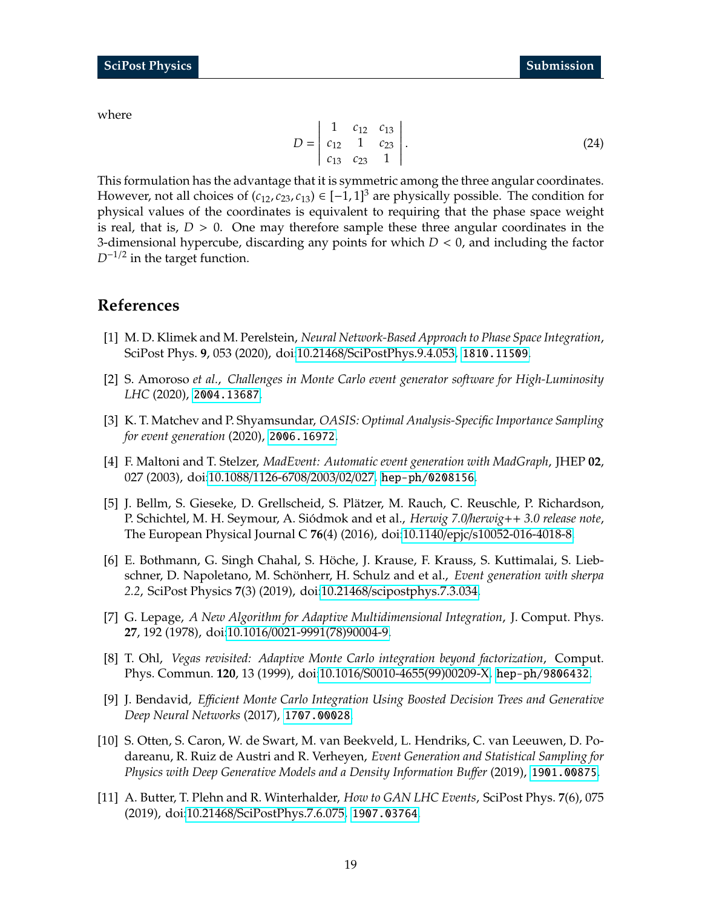where

$$D = \begin{vmatrix} 1 & c_{12} & c_{13} \\ c_{12} & 1 & c_{23} \\ c_{13} & c_{23} & 1 \end{vmatrix}. \tag{24}$$

This formulation has the advantage that it is symmetric among the three angular coordinates. However, not all choices of $(c_{12}, c_{23}, c_{13}) \in [-1, 1]^3$ are physically possible. The condition for physical values of the coordinates is equivalent to requiring that the phase space weight is real, that is, $D > 0$. One may therefore sample these three angular coordinates in the 3-dimensional hypercube, discarding any points for which $D < 0$, and including the factor $D^{-1/2}$ in the target function.

## References

[1] M. D. Klimek and M. Perelstein, *Neural Network-Based Approach to Phase Space Integration*, SciPost Phys. **9**, 053 (2020), doi:10.21468/SciPostPhys.9.4.053, 1810.11509.

[2] S. Amoroso *et al.*, *Challenges in Monte Carlo event generator software for High-Luminosity LHC* (2020), 2004.13687.

[3] K. T. Matchev and P. Shyamsundar, *OASIS: Optimal Analysis-Specific Importance Sampling for event generation* (2020), 2006.16972.

[4] F. Maltoni and T. Stelzer, *MadEvent: Automatic event generation with MadGraph*, JHEP **02**, 027 (2003), doi:10.1088/1126-6708/2003/02/027, hep-ph/0208156.

[5] J. Bellm, S. Gieseke, D. Grellscheid, S. Plätzer, M. Rauch, C. Reuschle, P. Richardson, P. Schichtel, M. H. Seymour, A. Siódmok and et al., *Herwig 7.0/herwig++ 3.0 release note*, The European Physical Journal C **76**(4) (2016), doi:10.1140/epjc/s10052-016-4018-8.

[6] E. Bothmann, G. Singh Chahal, S. Höche, J. Krause, F. Krauss, S. Kuttimalai, S. Liebschner, D. Napoletano, M. Schönherr, H. Schulz and et al., *Event generation with sherpa 2.2*, SciPost Physics **7**(3) (2019), doi:10.21468/scipostphys.7.3.034.

[7] G. Lepage, *A New Algorithm for Adaptive Multidimensional Integration*, J. Comput. Phys. **27**, 192 (1978), doi:10.1016/0021-9991(78)90004-9.

[8] T. Ohl, *Vegas revisited: Adaptive Monte Carlo integration beyond factorization*, Comput. Phys. Commun. **120**, 13 (1999), doi:10.1016/S0010-4655(99)00209-X, hep-ph/9806432.

[9] J. Bendavid, *Efficient Monte Carlo Integration Using Boosted Decision Trees and Generative Deep Neural Networks* (2017), 1707.00028.

[10] S. Otten, S. Caron, W. de Swart, M. van Beekveld, L. Hendriks, C. van Leeuwen, D. Podareanu, R. Ruiz de Austri and R. Verheyen, *Event Generation and Statistical Sampling for Physics with Deep Generative Models and a Density Information Buffer* (2019), 1901.00875.

[11] A. Butter, T. Plehn and R. Winterhalder, *How to GAN LHC Events*, SciPost Phys. **7**(6), 075 (2019), doi:10.21468/SciPostPhys.7.6.075, 1907.03764.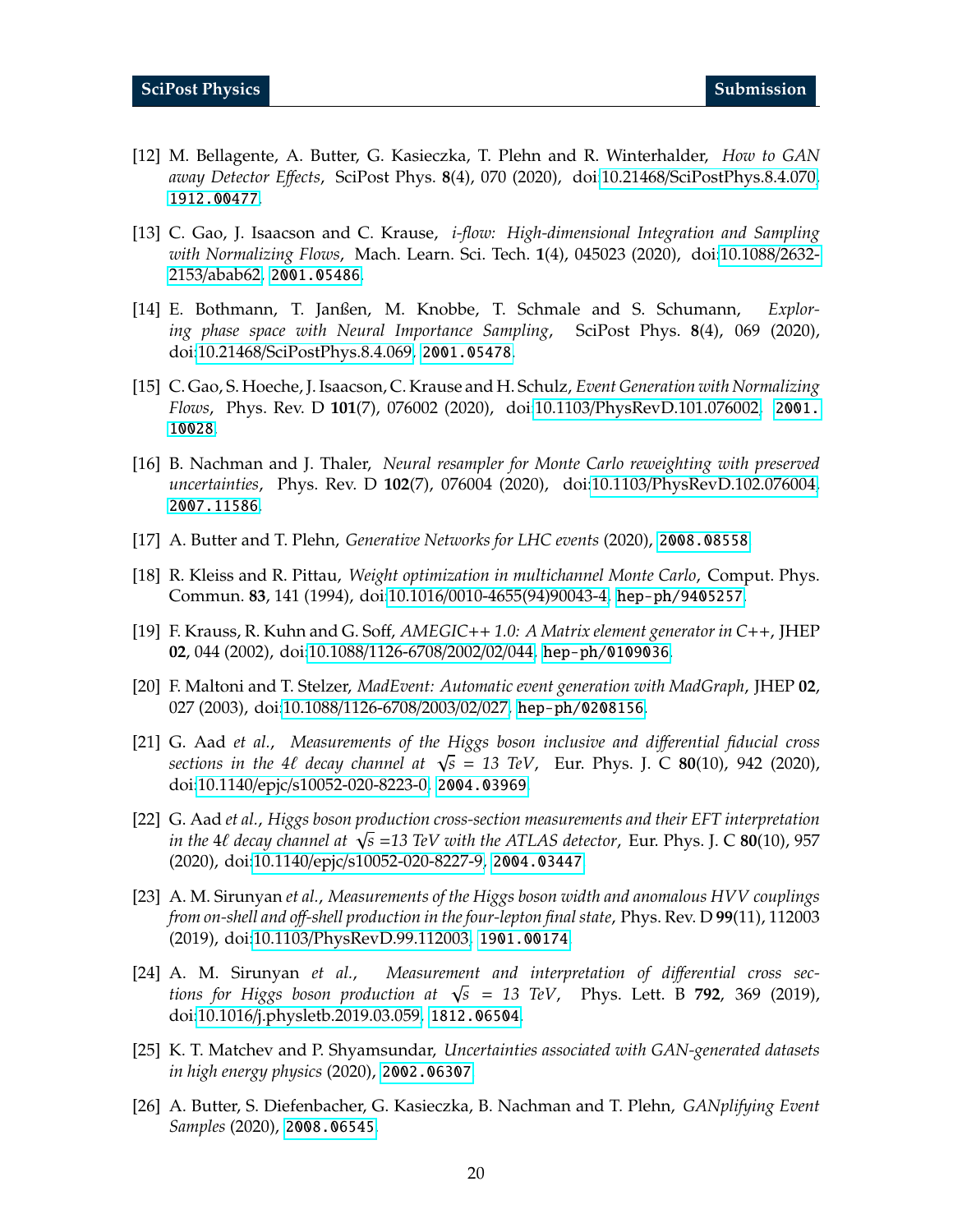[12] M. Bellagente, A. Butter, G. Kasieczka, T. Plehn and R. Winterhalder, *How to GAN away Detector Effects*, SciPost Phys. **8**(4), 070 (2020), doi:10.21468/SciPostPhys.8.4.070, 1912.00477.

[13] C. Gao, J. Isaacson and C. Krause, *i-flow: High-dimensional Integration and Sampling with Normalizing Flows*, Mach. Learn. Sci. Tech. **1**(4), 045023 (2020), doi:10.1088/2632-2153/abab62, 2001.05486.

[14] E. Bothmann, T. Janßen, M. Knobbe, T. Schmale and S. Schumann, *Exploring phase space with Neural Importance Sampling*, SciPost Phys. **8**(4), 069 (2020), doi:10.21468/SciPostPhys.8.4.069, 2001.05478.

[15] C. Gao, S. Hoeche, J. Isaacson, C. Krause and H. Schulz, *Event Generation with Normalizing Flows*, Phys. Rev. D **101**(7), 076002 (2020), doi:10.1103/PhysRevD.101.076002, 2001.10028.

[16] B. Nachman and J. Thaler, *Neural resampler for Monte Carlo reweighting with preserved uncertainties*, Phys. Rev. D **102**(7), 076004 (2020), doi:10.1103/PhysRevD.102.076004, 2007.11586.

[17] A. Butter and T. Plehn, *Generative Networks for LHC events* (2020), 2008.08558.

[18] R. Kleiss and R. Pittau, *Weight optimization in multichannel Monte Carlo*, Comput. Phys. Commun. **83**, 141 (1994), doi:10.1016/0010-4655(94)90043-4, hep-ph/9405257.

[19] F. Krauss, R. Kuhn and G. Soff, *AMEGIC++ 1.0: A Matrix element generator in C++*, JHEP **02**, 044 (2002), doi:10.1088/1126-6708/2002/02/044, hep-ph/0109036.

[20] F. Maltoni and T. Stelzer, *MadEvent: Automatic event generation with MadGraph*, JHEP **02**, 027 (2003), doi:10.1088/1126-6708/2003/02/027, hep-ph/0208156.

[21] G. Aad *et al.*, *Measurements of the Higgs boson inclusive and differential fiducial cross sections in the 4ℓ decay channel at $\sqrt{s}$ = 13 TeV*, Eur. Phys. J. C **80**(10), 942 (2020), doi:10.1140/epjc/s10052-020-8223-0, 2004.03969.

[22] G. Aad *et al.*, *Higgs boson production cross-section measurements and their EFT interpretation in the 4ℓ decay channel at $\sqrt{s}$ =13 TeV with the ATLAS detector*, Eur. Phys. J. C **80**(10), 957 (2020), doi:10.1140/epjc/s10052-020-8227-9, 2004.03447.

[23] A. M. Sirunyan *et al.*, *Measurements of the Higgs boson width and anomalous HVV couplings from on-shell and off-shell production in the four-lepton final state*, Phys. Rev. D **99**(11), 112003 (2019), doi:10.1103/PhysRevD.99.112003, 1901.00174.

[24] A. M. Sirunyan *et al.*, *Measurement and interpretation of differential cross sections for Higgs boson production at $\sqrt{s}$ = 13 TeV*, Phys. Lett. B **792**, 369 (2019), doi:10.1016/j.physletb.2019.03.059, 1812.06504.

[25] K. T. Matchev and P. Shyamsundar, *Uncertainties associated with GAN-generated datasets in high energy physics* (2020), 2002.06307.

[26] A. Butter, S. Diefenbacher, G. Kasieczka, B. Nachman and T. Plehn, *GANplifying Event Samples* (2020), 2008.06545.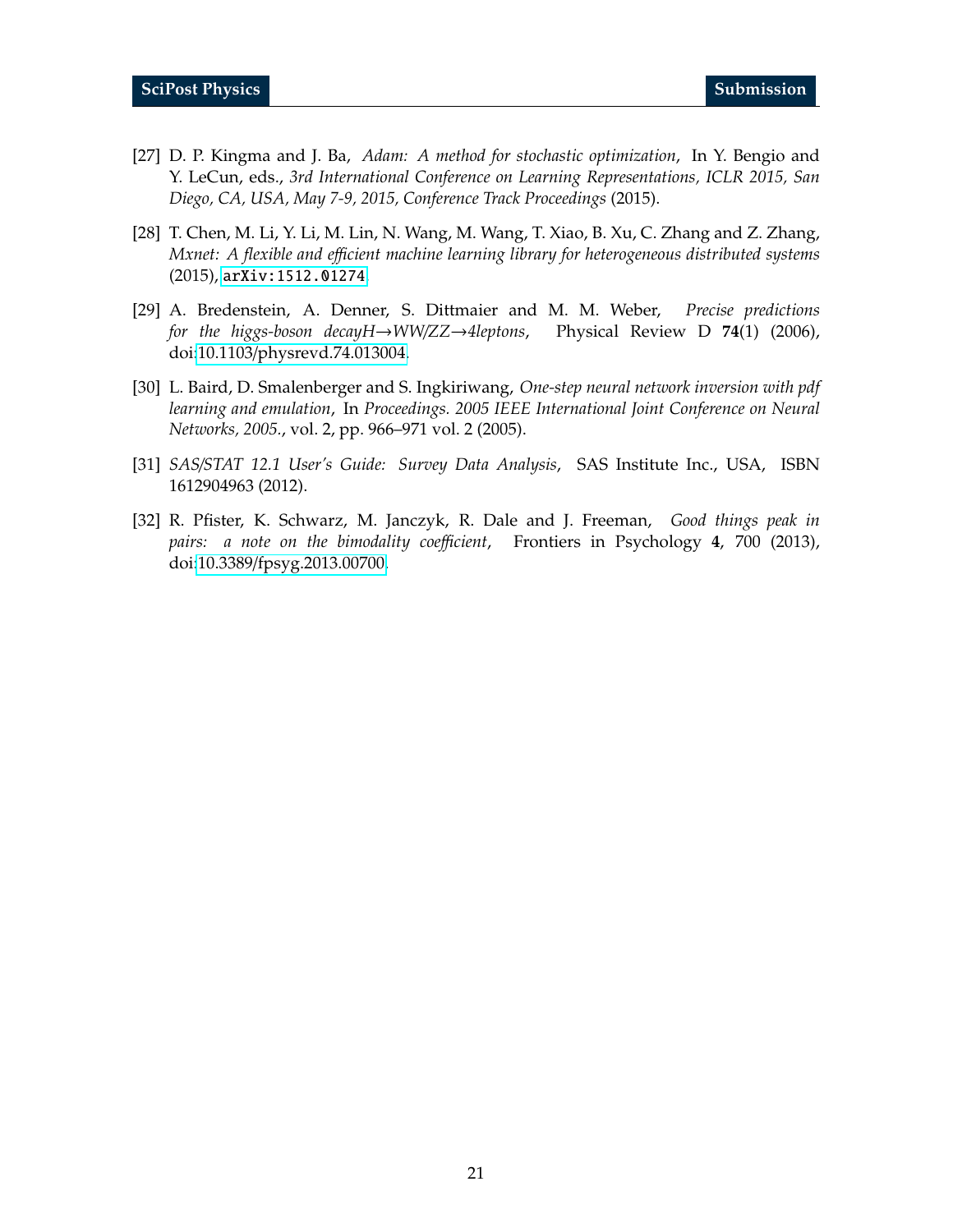[27] D. P. Kingma and J. Ba, *Adam: A method for stochastic optimization*, In Y. Bengio and Y. LeCun, eds., *3rd International Conference on Learning Representations, ICLR 2015, San Diego, CA, USA, May 7-9, 2015, Conference Track Proceedings* (2015).

[28] T. Chen, M. Li, Y. Li, M. Lin, N. Wang, M. Wang, T. Xiao, B. Xu, C. Zhang and Z. Zhang, *Mxnet: A flexible and efficient machine learning library for heterogeneous distributed systems* (2015), arXiv:1512.01274.

[29] A. Bredenstein, A. Denner, S. Dittmaier and M. M. Weber, *Precise predictions for the higgs-boson decayH→WW/ZZ→4leptons*, Physical Review D **74**(1) (2006), doi:10.1103/physrevd.74.013004.

[30] L. Baird, D. Smalenberger and S. Ingkiriwang, *One-step neural network inversion with pdf learning and emulation*, In *Proceedings. 2005 IEEE International Joint Conference on Neural Networks, 2005.*, vol. 2, pp. 966–971 vol. 2 (2005).

[31] *SAS/STAT 12.1 User's Guide: Survey Data Analysis*, SAS Institute Inc., USA, ISBN 1612904963 (2012).

[32] R. Pfister, K. Schwarz, M. Janczyk, R. Dale and J. Freeman, *Good things peak in pairs: a note on the bimodality coefficient*, Frontiers in Psychology **4**, 700 (2013), doi:10.3389/fpsyg.2013.00700.